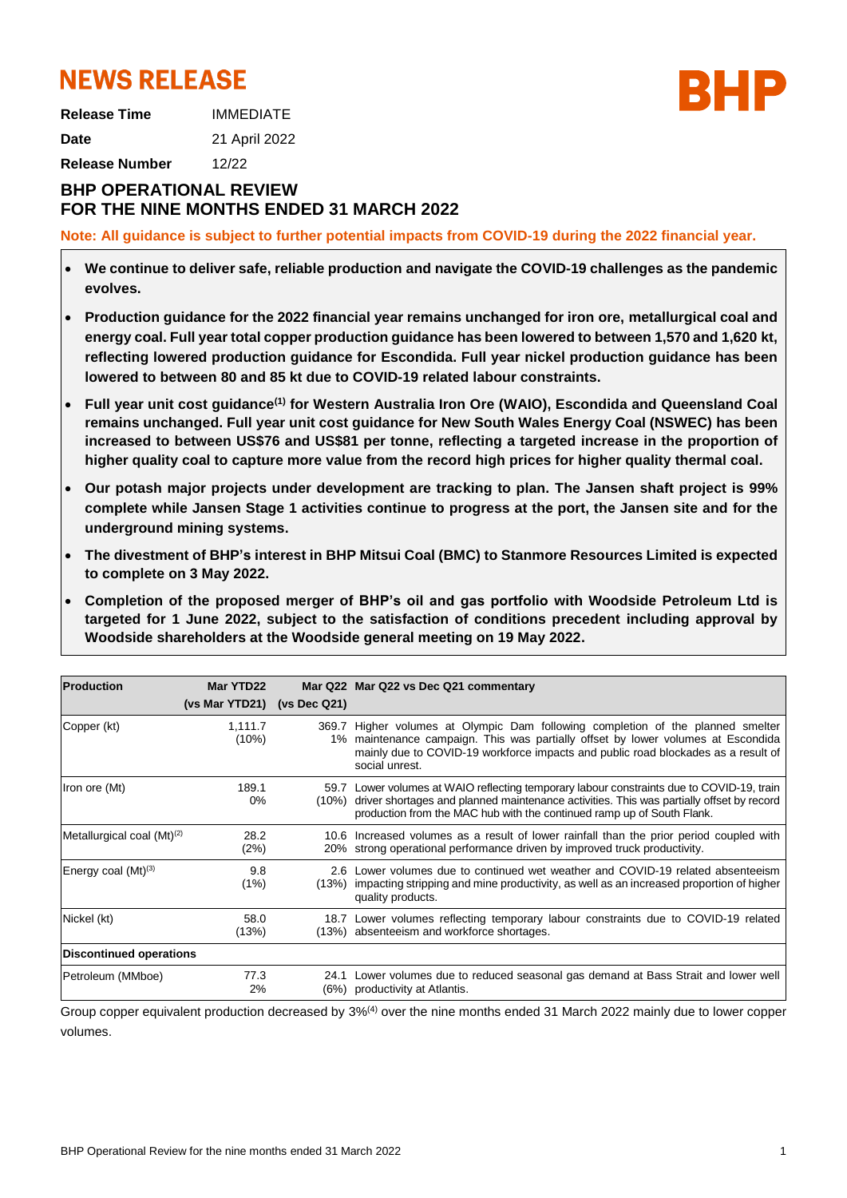# NEWS RELEASE

**Release Time** IMMEDIATE

**Date** 21 April 2022

**Release Number** 12/22

## BHP OPERATIONAL REVIEW FOR THE NINE MONTHS ENDED 31 MARCH 2022

**Note: All guidance is subject to further potential impacts from COVID-19 during the 2022 financial year.**

- **We continue to deliver safe, reliable production and navigate the COVID-19 challenges as the pandemic evolves.**
- **Production guidance for the 2022 financial year remains unchanged for iron ore, metallurgical coal and energy coal. Full year total copper production guidance has been lowered to between 1,570 and 1,620 kt, reflecting lowered production guidance for Escondida. Full year nickel production guidance has been lowered to between 80 and 85 kt due to COVID-19 related labour constraints.**
- **Full year unit cost guidance[1] for Western Australia Iron Ore (WAIO), Escondida and Queensland Coal remains unchanged. Full year unit cost guidance for New South Wales Energy Coal (NSWEC) has been increased to between US$76 and US$81 per tonne, reflecting a targeted increase in the proportion of higher quality coal to capture more value from the record high prices for higher quality thermal coal.**
- **Our potash major projects under development are tracking to plan. The Jansen shaft project is 99% complete while Jansen Stage 1 activities continue to progress at the port, the Jansen site and for the underground mining systems.**
- **The divestment of BHP's interest in BHP Mitsui Coal (BMC) to Stanmore Resources Limited is expected to complete on 3 May 2022.**
- **Completion of the proposed merger of BHP's oil and gas portfolio with Woodside Petroleum Ltd is targeted for 1 June 2022, subject to the satisfaction of conditions precedent including approval by Woodside shareholders at the Woodside general meeting on 19 May 2022.**

| Production | Mar YTD22 (vs Mar YTD21) | Mar Q22 (vs Dec Q21) | Mar Q22 vs Dec Q21 commentary |
|---|---|---|---|
| Copper (kt) | 1,111.7 (10%) | 369.7 1% | Higher volumes at Olympic Dam following completion of the planned smelter maintenance campaign. This was partially offset by lower volumes at Escondida mainly due to COVID-19 workforce impacts and public road blockades as a result of social unrest. |
| Iron ore (Mt) | 189.1 0% | 59.7 (10%) | Lower volumes at WAIO reflecting temporary labour constraints due to COVID-19, train driver shortages and planned maintenance activities. This was partially offset by record production from the MAC hub with the continued ramp up of South Flank. |
| Metallurgical coal (Mt)[2] | 28.2 (2%) | 10.6 20% | Increased volumes as a result of lower rainfall than the prior period coupled with strong operational performance driven by improved truck productivity. |
| Energy coal (Mt)[3] | 9.8 (1%) | 2.6 (13%) | Lower volumes due to continued wet weather and COVID-19 related absenteeism impacting stripping and mine productivity, as well as an increased proportion of higher quality products. |
| Nickel (kt) | 58.0 (13%) | 18.7 (13%) | Lower volumes reflecting temporary labour constraints due to COVID-19 related absenteeism and workforce shortages. |
| **Discontinued operations** | | | |
| Petroleum (MMboe) | 77.3 2% | 24.1 (6%) | Lower volumes due to reduced seasonal gas demand at Bass Strait and lower well productivity at Atlantis. |

Group copper equivalent production decreased by 3%[4] over the nine months ended 31 March 2022 mainly due to lower copper volumes.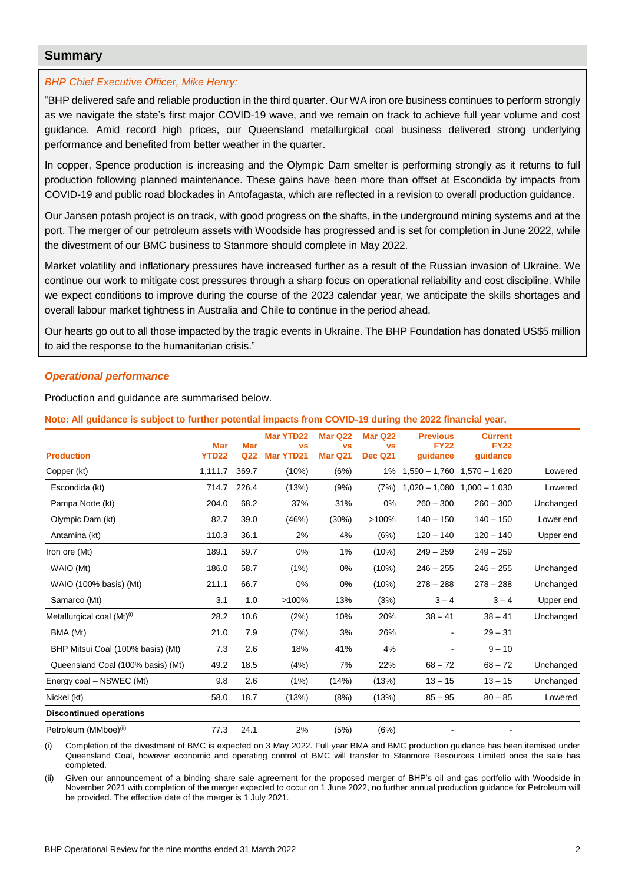## Summary

*BHP Chief Executive Officer, Mike Henry:*

"BHP delivered safe and reliable production in the third quarter. Our WA iron ore business continues to perform strongly as we navigate the state's first major COVID-19 wave, and we remain on track to achieve full year volume and cost guidance. Amid record high prices, our Queensland metallurgical coal business delivered strong underlying performance and benefited from better weather in the quarter.

In copper, Spence production is increasing and the Olympic Dam smelter is performing strongly as it returns to full production following planned maintenance. These gains have been more than offset at Escondida by impacts from COVID-19 and public road blockades in Antofagasta, which are reflected in a revision to overall production guidance.

Our Jansen potash project is on track, with good progress on the shafts, in the underground mining systems and at the port. The merger of our petroleum assets with Woodside has progressed and is set for completion in June 2022, while the divestment of our BMC business to Stanmore should complete in May 2022.

Market volatility and inflationary pressures have increased further as a result of the Russian invasion of Ukraine. We continue our work to mitigate cost pressures through a sharp focus on operational reliability and cost discipline. While we expect conditions to improve during the course of the 2023 calendar year, we anticipate the skills shortages and overall labour market tightness in Australia and Chile to continue in the period ahead.

Our hearts go out to all those impacted by the tragic events in Ukraine. The BHP Foundation has donated US$5 million to aid the response to the humanitarian crisis."

### *Operational performance*

Production and guidance are summarised below.

**Note: All guidance is subject to further potential impacts from COVID-19 during the 2022 financial year.**

| Production | Mar YTD22 | Mar Q22 | Mar YTD22 vs Mar YTD21 | Mar Q22 vs Mar Q21 | Mar Q22 vs Dec Q21 | Previous FY22 guidance | Current FY22 guidance | |
|---|---|---|---|---|---|---|---|---|
| Copper (kt) | 1,111.7 | 369.7 | (10%) | (6%) | 1% | 1,590 – 1,760 | 1,570 – 1,620 | Lowered |
| Escondida (kt) | 714.7 | 226.4 | (13%) | (9%) | (7%) | 1,020 – 1,080 | 1,000 – 1,030 | Lowered |
| Pampa Norte (kt) | 204.0 | 68.2 | 37% | 31% | 0% | 260 – 300 | 260 – 300 | Unchanged |
| Olympic Dam (kt) | 82.7 | 39.0 | (46%) | (30%) | >100% | 140 – 150 | 140 – 150 | Lower end |
| Antamina (kt) | 110.3 | 36.1 | 2% | 4% | (6%) | 120 – 140 | 120 – 140 | Upper end |
| Iron ore (Mt) | 189.1 | 59.7 | 0% | 1% | (10%) | 249 – 259 | 249 – 259 | |
| WAIO (Mt) | 186.0 | 58.7 | (1%) | 0% | (10%) | 246 – 255 | 246 – 255 | Unchanged |
| WAIO (100% basis) (Mt) | 211.1 | 66.7 | 0% | 0% | (10%) | 278 – 288 | 278 – 288 | Unchanged |
| Samarco (Mt) | 3.1 | 1.0 | >100% | 13% | (3%) | 3 – 4 | 3 – 4 | Upper end |
| Metallurgical coal (Mt)(i) | 28.2 | 10.6 | (2%) | 10% | 20% | 38 – 41 | 38 – 41 | Unchanged |
| BMA (Mt) | 21.0 | 7.9 | (7%) | 3% | 26% | - | 29 – 31 | |
| BHP Mitsui Coal (100% basis) (Mt) | 7.3 | 2.6 | 18% | 41% | 4% | - | 9 – 10 | |
| Queensland Coal (100% basis) (Mt) | 49.2 | 18.5 | (4%) | 7% | 22% | 68 – 72 | 68 – 72 | Unchanged |
| Energy coal – NSWEC (Mt) | 9.8 | 2.6 | (1%) | (14%) | (13%) | 13 – 15 | 13 – 15 | Unchanged |
| Nickel (kt) | 58.0 | 18.7 | (13%) | (8%) | (13%) | 85 – 95 | 80 – 85 | Lowered |
| **Discontinued operations** | | | | | | | | |
| Petroleum (MMboe)(ii) | 77.3 | 24.1 | 2% | (5%) | (6%) | - | - | |

(i) Completion of the divestment of BMC is expected on 3 May 2022. Full year BMA and BMC production guidance has been itemised under Queensland Coal, however economic and operating control of BMC will transfer to Stanmore Resources Limited once the sale has completed.

(ii) Given our announcement of a binding share sale agreement for the proposed merger of BHP's oil and gas portfolio with Woodside in November 2021 with completion of the merger expected to occur on 1 June 2022, no further annual production guidance for Petroleum will be provided. The effective date of the merger is 1 July 2021.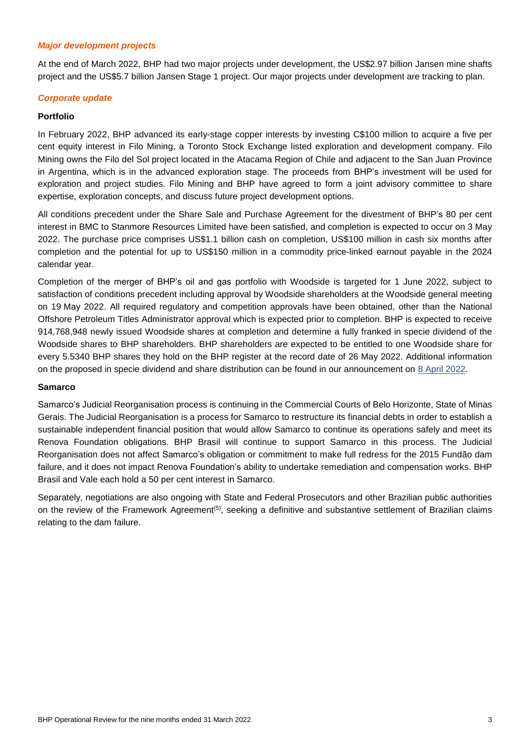### *Major development projects*

At the end of March 2022, BHP had two major projects under development, the US$2.97 billion Jansen mine shafts project and the US$5.7 billion Jansen Stage 1 project. Our major projects under development are tracking to plan.

### *Corporate update*

**Portfolio**

In February 2022, BHP advanced its early-stage copper interests by investing C$100 million to acquire a five per cent equity interest in Filo Mining, a Toronto Stock Exchange listed exploration and development company. Filo Mining owns the Filo del Sol project located in the Atacama Region of Chile and adjacent to the San Juan Province in Argentina, which is in the advanced exploration stage. The proceeds from BHP's investment will be used for exploration and project studies. Filo Mining and BHP have agreed to form a joint advisory committee to share expertise, exploration concepts, and discuss future project development options.

All conditions precedent under the Share Sale and Purchase Agreement for the divestment of BHP's 80 per cent interest in BMC to Stanmore Resources Limited have been satisfied, and completion is expected to occur on 3 May 2022. The purchase price comprises US$1.1 billion cash on completion, US$100 million in cash six months after completion and the potential for up to US$150 million in a commodity price-linked earnout payable in the 2024 calendar year.

Completion of the merger of BHP's oil and gas portfolio with Woodside is targeted for 1 June 2022, subject to satisfaction of conditions precedent including approval by Woodside shareholders at the Woodside general meeting on 19 May 2022. All required regulatory and competition approvals have been obtained, other than the National Offshore Petroleum Titles Administrator approval which is expected prior to completion. BHP is expected to receive 914,768,948 newly issued Woodside shares at completion and determine a fully franked in specie dividend of the Woodside shares to BHP shareholders. BHP shareholders are expected to be entitled to one Woodside share for every 5.5340 BHP shares they hold on the BHP register at the record date of 26 May 2022. Additional information on the proposed in specie dividend and share distribution can be found in our announcement on 8 April 2022.

**Samarco**

Samarco's Judicial Reorganisation process is continuing in the Commercial Courts of Belo Horizonte, State of Minas Gerais. The Judicial Reorganisation is a process for Samarco to restructure its financial debts in order to establish a sustainable independent financial position that would allow Samarco to continue its operations safely and meet its Renova Foundation obligations. BHP Brasil will continue to support Samarco in this process. The Judicial Reorganisation does not affect Samarco's obligation or commitment to make full redress for the 2015 Fundão dam failure, and it does not impact Renova Foundation's ability to undertake remediation and compensation works. BHP Brasil and Vale each hold a 50 per cent interest in Samarco.

Separately, negotiations are also ongoing with State and Federal Prosecutors and other Brazilian public authorities on the review of the Framework Agreement[5], seeking a definitive and substantive settlement of Brazilian claims relating to the dam failure.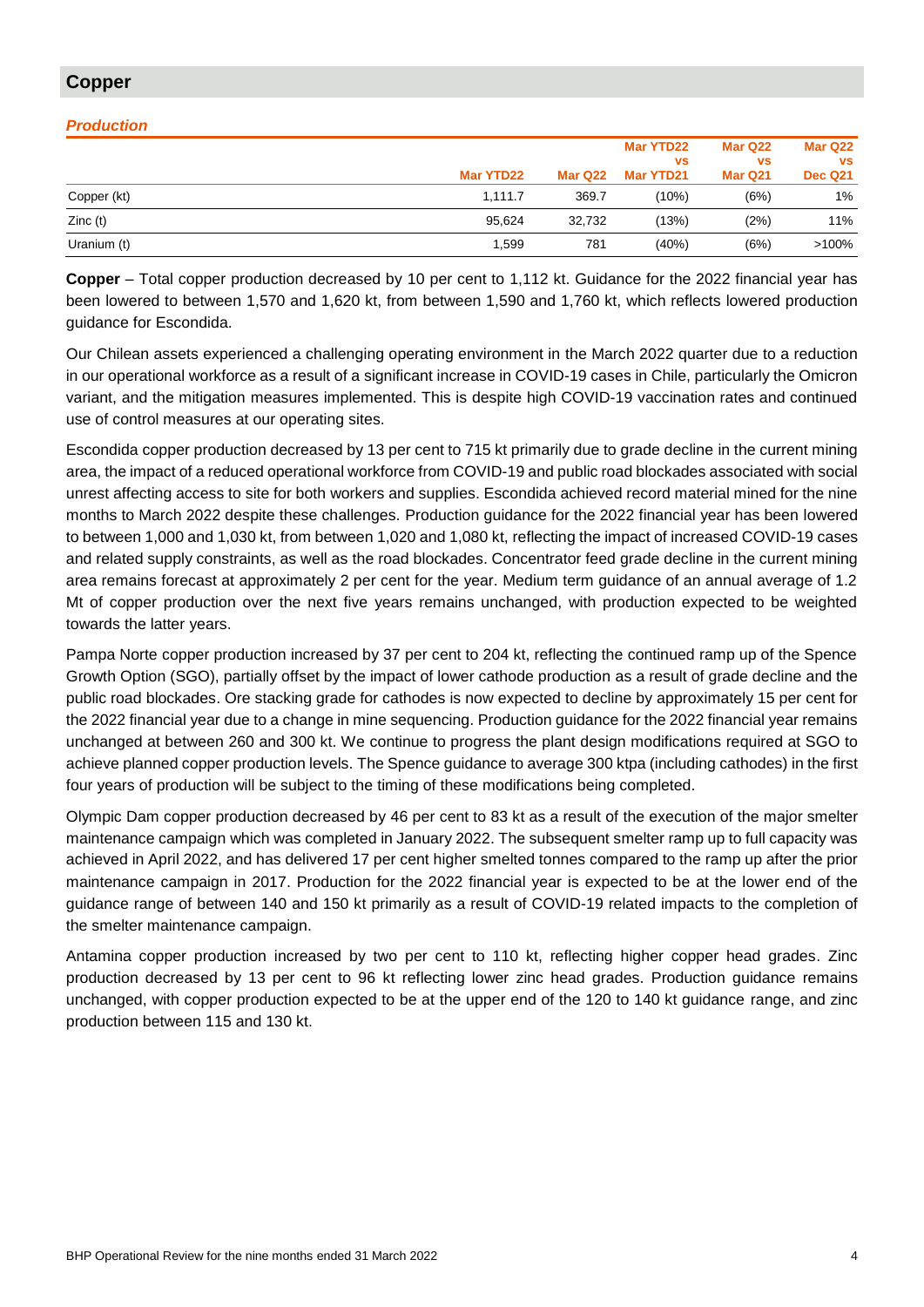## Copper

### *Production*

| | Mar YTD22 | Mar Q22 | Mar YTD22 vs Mar YTD21 | Mar Q22 vs Mar Q21 | Mar Q22 vs Dec Q21 |
|---|---|---|---|---|---|
| Copper (kt) | 1,111.7 | 369.7 | (10%) | (6%) | 1% |
| Zinc (t) | 95,624 | 32,732 | (13%) | (2%) | 11% |
| Uranium (t) | 1,599 | 781 | (40%) | (6%) | >100% |

**Copper** – Total copper production decreased by 10 per cent to 1,112 kt. Guidance for the 2022 financial year has been lowered to between 1,570 and 1,620 kt, from between 1,590 and 1,760 kt, which reflects lowered production guidance for Escondida.

Our Chilean assets experienced a challenging operating environment in the March 2022 quarter due to a reduction in our operational workforce as a result of a significant increase in COVID-19 cases in Chile, particularly the Omicron variant, and the mitigation measures implemented. This is despite high COVID-19 vaccination rates and continued use of control measures at our operating sites.

Escondida copper production decreased by 13 per cent to 715 kt primarily due to grade decline in the current mining area, the impact of a reduced operational workforce from COVID-19 and public road blockades associated with social unrest affecting access to site for both workers and supplies. Escondida achieved record material mined for the nine months to March 2022 despite these challenges. Production guidance for the 2022 financial year has been lowered to between 1,000 and 1,030 kt, from between 1,020 and 1,080 kt, reflecting the impact of increased COVID-19 cases and related supply constraints, as well as the road blockades. Concentrator feed grade decline in the current mining area remains forecast at approximately 2 per cent for the year. Medium term guidance of an annual average of 1.2 Mt of copper production over the next five years remains unchanged, with production expected to be weighted towards the latter years.

Pampa Norte copper production increased by 37 per cent to 204 kt, reflecting the continued ramp up of the Spence Growth Option (SGO), partially offset by the impact of lower cathode production as a result of grade decline and the public road blockades. Ore stacking grade for cathodes is now expected to decline by approximately 15 per cent for the 2022 financial year due to a change in mine sequencing. Production guidance for the 2022 financial year remains unchanged at between 260 and 300 kt. We continue to progress the plant design modifications required at SGO to achieve planned copper production levels. The Spence guidance to average 300 ktpa (including cathodes) in the first four years of production will be subject to the timing of these modifications being completed.

Olympic Dam copper production decreased by 46 per cent to 83 kt as a result of the execution of the major smelter maintenance campaign which was completed in January 2022. The subsequent smelter ramp up to full capacity was achieved in April 2022, and has delivered 17 per cent higher smelted tonnes compared to the ramp up after the prior maintenance campaign in 2017. Production for the 2022 financial year is expected to be at the lower end of the guidance range of between 140 and 150 kt primarily as a result of COVID-19 related impacts to the completion of the smelter maintenance campaign.

Antamina copper production increased by two per cent to 110 kt, reflecting higher copper head grades. Zinc production decreased by 13 per cent to 96 kt reflecting lower zinc head grades. Production guidance remains unchanged, with copper production expected to be at the upper end of the 120 to 140 kt guidance range, and zinc production between 115 and 130 kt.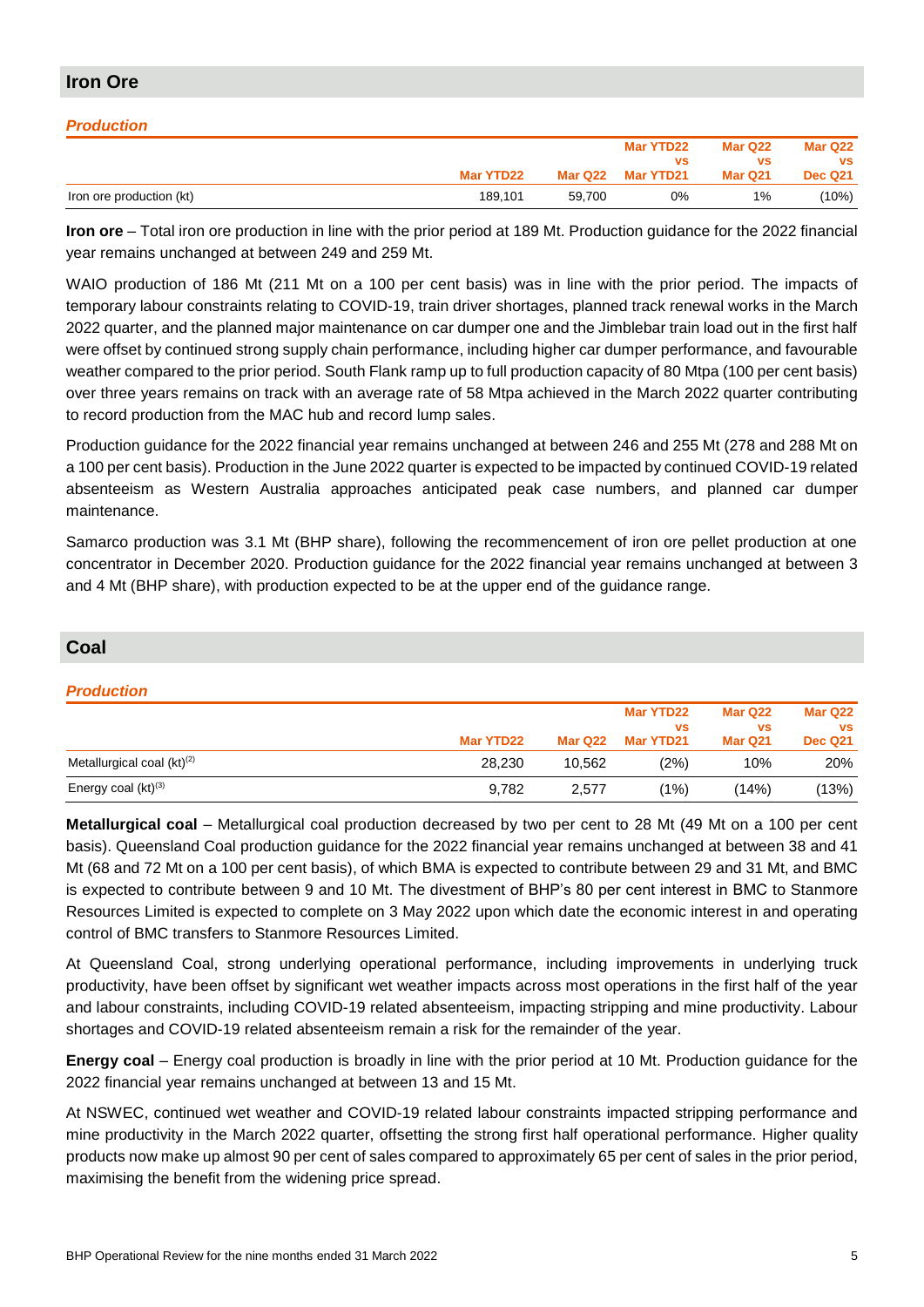## Iron Ore

### *Production*

| | Mar YTD22 | Mar Q22 | Mar YTD22 vs Mar YTD21 | Mar Q22 vs Mar Q21 | Mar Q22 vs Dec Q21 |
|---|---|---|---|---|---|
| Iron ore production (kt) | 189,101 | 59,700 | 0% | 1% | (10%) |

**Iron ore** – Total iron ore production in line with the prior period at 189 Mt. Production guidance for the 2022 financial year remains unchanged at between 249 and 259 Mt.

WAIO production of 186 Mt (211 Mt on a 100 per cent basis) was in line with the prior period. The impacts of temporary labour constraints relating to COVID-19, train driver shortages, planned track renewal works in the March 2022 quarter, and the planned major maintenance on car dumper one and the Jimblebar train load out in the first half were offset by continued strong supply chain performance, including higher car dumper performance, and favourable weather compared to the prior period. South Flank ramp up to full production capacity of 80 Mtpa (100 per cent basis) over three years remains on track with an average rate of 58 Mtpa achieved in the March 2022 quarter contributing to record production from the MAC hub and record lump sales.

Production guidance for the 2022 financial year remains unchanged at between 246 and 255 Mt (278 and 288 Mt on a 100 per cent basis). Production in the June 2022 quarter is expected to be impacted by continued COVID-19 related absenteeism as Western Australia approaches anticipated peak case numbers, and planned car dumper maintenance.

Samarco production was 3.1 Mt (BHP share), following the recommencement of iron ore pellet production at one concentrator in December 2020. Production guidance for the 2022 financial year remains unchanged at between 3 and 4 Mt (BHP share), with production expected to be at the upper end of the guidance range.

## Coal

### *Production*

| | Mar YTD22 | Mar Q22 | Mar YTD22 vs Mar YTD21 | Mar Q22 vs Mar Q21 | Mar Q22 vs Dec Q21 |
|---|---|---|---|---|---|
| Metallurgical coal (kt)[2] | 28,230 | 10,562 | (2%) | 10% | 20% |
| Energy coal (kt)[3] | 9,782 | 2,577 | (1%) | (14%) | (13%) |

**Metallurgical coal** – Metallurgical coal production decreased by two per cent to 28 Mt (49 Mt on a 100 per cent basis). Queensland Coal production guidance for the 2022 financial year remains unchanged at between 38 and 41 Mt (68 and 72 Mt on a 100 per cent basis), of which BMA is expected to contribute between 29 and 31 Mt, and BMC is expected to contribute between 9 and 10 Mt. The divestment of BHP's 80 per cent interest in BMC to Stanmore Resources Limited is expected to complete on 3 May 2022 upon which date the economic interest in and operating control of BMC transfers to Stanmore Resources Limited.

At Queensland Coal, strong underlying operational performance, including improvements in underlying truck productivity, have been offset by significant wet weather impacts across most operations in the first half of the year and labour constraints, including COVID-19 related absenteeism, impacting stripping and mine productivity. Labour shortages and COVID-19 related absenteeism remain a risk for the remainder of the year.

**Energy coal** – Energy coal production is broadly in line with the prior period at 10 Mt. Production guidance for the 2022 financial year remains unchanged at between 13 and 15 Mt.

At NSWEC, continued wet weather and COVID-19 related labour constraints impacted stripping performance and mine productivity in the March 2022 quarter, offsetting the strong first half operational performance. Higher quality products now make up almost 90 per cent of sales compared to approximately 65 per cent of sales in the prior period, maximising the benefit from the widening price spread.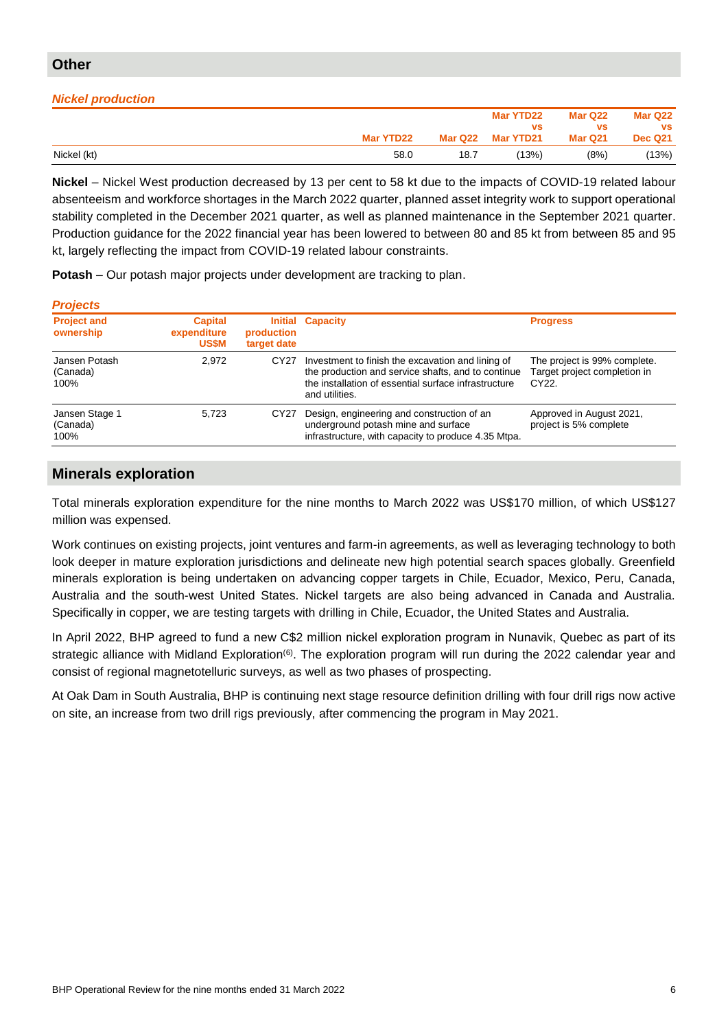## Other

### *Nickel production*

| | Mar YTD22 | Mar Q22 | Mar YTD22 vs Mar YTD21 | Mar Q22 vs Mar Q21 | Mar Q22 vs Dec Q21 |
|---|---|---|---|---|---|
| Nickel (kt) | 58.0 | 18.7 | (13%) | (8%) | (13%) |

**Nickel** – Nickel West production decreased by 13 per cent to 58 kt due to the impacts of COVID-19 related labour absenteeism and workforce shortages in the March 2022 quarter, planned asset integrity work to support operational stability completed in the December 2021 quarter, as well as planned maintenance in the September 2021 quarter. Production guidance for the 2022 financial year has been lowered to between 80 and 85 kt from between 85 and 95 kt, largely reflecting the impact from COVID-19 related labour constraints.

**Potash** – Our potash major projects under development are tracking to plan.

### *Projects*

| Project and ownership | Capital expenditure US$M | Initial production target date | Capacity | Progress |
|---|---|---|---|---|
| Jansen Potash (Canada) 100% | 2,972 | CY27 | Investment to finish the excavation and lining of the production and service shafts, and to continue the installation of essential surface infrastructure and utilities. | The project is 99% complete. Target project completion in CY22. |
| Jansen Stage 1 (Canada) 100% | 5,723 | CY27 | Design, engineering and construction of an underground potash mine and surface infrastructure, with capacity to produce 4.35 Mtpa. | Approved in August 2021, project is 5% complete |

## Minerals exploration

Total minerals exploration expenditure for the nine months to March 2022 was US$170 million, of which US$127 million was expensed.

Work continues on existing projects, joint ventures and farm-in agreements, as well as leveraging technology to both look deeper in mature exploration jurisdictions and delineate new high potential search spaces globally. Greenfield minerals exploration is being undertaken on advancing copper targets in Chile, Ecuador, Mexico, Peru, Canada, Australia and the south-west United States. Nickel targets are also being advanced in Canada and Australia. Specifically in copper, we are testing targets with drilling in Chile, Ecuador, the United States and Australia.

In April 2022, BHP agreed to fund a new C$2 million nickel exploration program in Nunavik, Quebec as part of its strategic alliance with Midland Exploration[6]. The exploration program will run during the 2022 calendar year and consist of regional magnetotelluric surveys, as well as two phases of prospecting.

At Oak Dam in South Australia, BHP is continuing next stage resource definition drilling with four drill rigs now active on site, an increase from two drill rigs previously, after commencing the program in May 2021.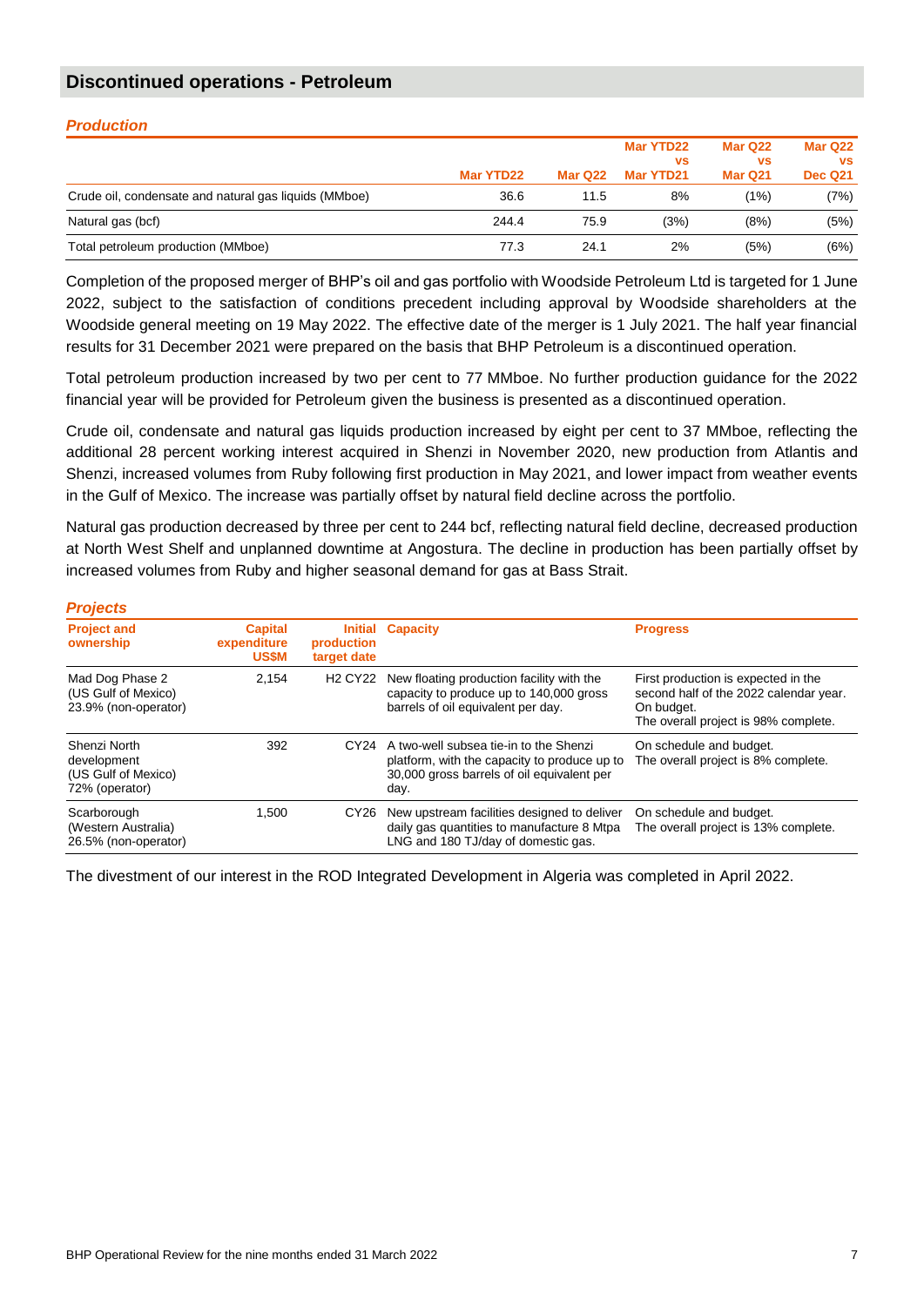## Discontinued operations - Petroleum

### *Production*

| | Mar YTD22 | Mar Q22 | Mar YTD22 vs Mar YTD21 | Mar Q22 vs Mar Q21 | Mar Q22 vs Dec Q21 |
|---|---|---|---|---|---|
| Crude oil, condensate and natural gas liquids (MMboe) | 36.6 | 11.5 | 8% | (1%) | (7%) |
| Natural gas (bcf) | 244.4 | 75.9 | (3%) | (8%) | (5%) |
| Total petroleum production (MMboe) | 77.3 | 24.1 | 2% | (5%) | (6%) |

Completion of the proposed merger of BHP's oil and gas portfolio with Woodside Petroleum Ltd is targeted for 1 June 2022, subject to the satisfaction of conditions precedent including approval by Woodside shareholders at the Woodside general meeting on 19 May 2022. The effective date of the merger is 1 July 2021. The half year financial results for 31 December 2021 were prepared on the basis that BHP Petroleum is a discontinued operation.

Total petroleum production increased by two per cent to 77 MMboe. No further production guidance for the 2022 financial year will be provided for Petroleum given the business is presented as a discontinued operation.

Crude oil, condensate and natural gas liquids production increased by eight per cent to 37 MMboe, reflecting the additional 28 percent working interest acquired in Shenzi in November 2020, new production from Atlantis and Shenzi, increased volumes from Ruby following first production in May 2021, and lower impact from weather events in the Gulf of Mexico. The increase was partially offset by natural field decline across the portfolio.

Natural gas production decreased by three per cent to 244 bcf, reflecting natural field decline, decreased production at North West Shelf and unplanned downtime at Angostura. The decline in production has been partially offset by increased volumes from Ruby and higher seasonal demand for gas at Bass Strait.

### *Projects*

| Project and ownership | Capital expenditure US$M | Initial production target date | Capacity | Progress |
|---|---|---|---|---|
| Mad Dog Phase 2 (US Gulf of Mexico) 23.9% (non-operator) | 2,154 | H2 CY22 | New floating production facility with the capacity to produce up to 140,000 gross barrels of oil equivalent per day. | First production is expected in the second half of the 2022 calendar year. On budget. The overall project is 98% complete. |
| Shenzi North development (US Gulf of Mexico) 72% (operator) | 392 | CY24 | A two-well subsea tie-in to the Shenzi platform, with the capacity to produce up to 30,000 gross barrels of oil equivalent per day. | On schedule and budget. The overall project is 8% complete. |
| Scarborough (Western Australia) 26.5% (non-operator) | 1,500 | CY26 | New upstream facilities designed to deliver daily gas quantities to manufacture 8 Mtpa LNG and 180 TJ/day of domestic gas. | On schedule and budget. The overall project is 13% complete. |

The divestment of our interest in the ROD Integrated Development in Algeria was completed in April 2022.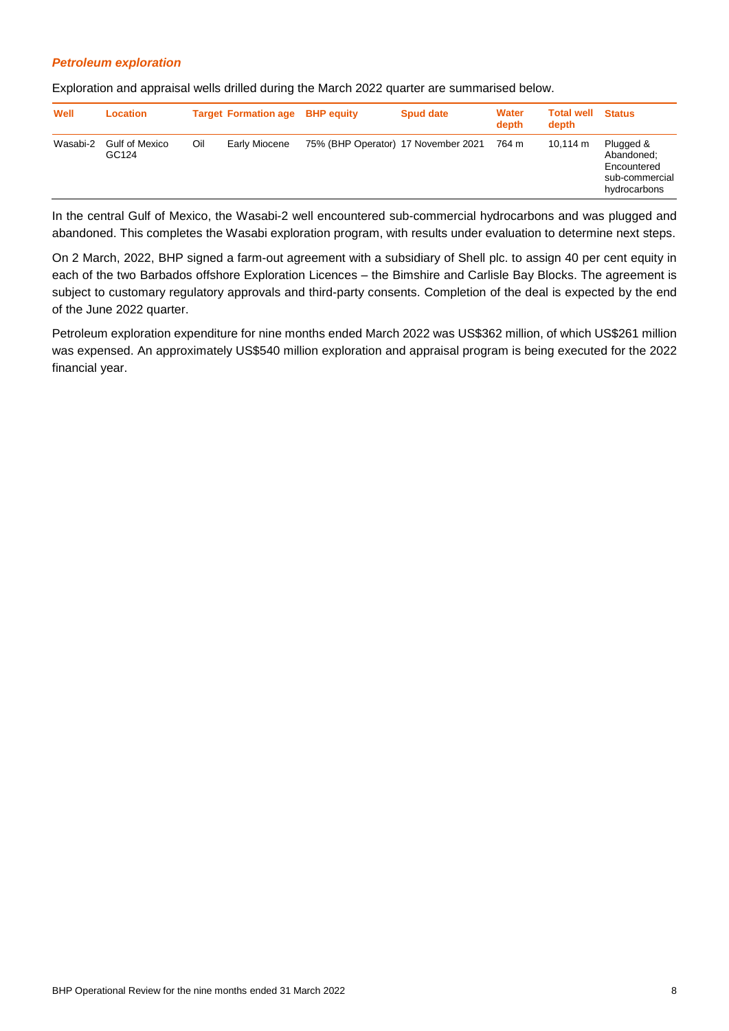### *Petroleum exploration*

Exploration and appraisal wells drilled during the March 2022 quarter are summarised below.

| Well | Location | Target | Formation age | BHP equity | Spud date | Water depth | Total well depth | Status |
|---|---|---|---|---|---|---|---|---|
| Wasabi-2 | Gulf of Mexico GC124 | Oil | Early Miocene | 75% (BHP Operator) | 17 November 2021 | 764 m | 10,114 m | Plugged & Abandoned; Encountered sub-commercial hydrocarbons |

In the central Gulf of Mexico, the Wasabi-2 well encountered sub-commercial hydrocarbons and was plugged and abandoned. This completes the Wasabi exploration program, with results under evaluation to determine next steps.

On 2 March, 2022, BHP signed a farm-out agreement with a subsidiary of Shell plc. to assign 40 per cent equity in each of the two Barbados offshore Exploration Licences – the Bimshire and Carlisle Bay Blocks. The agreement is subject to customary regulatory approvals and third-party consents. Completion of the deal is expected by the end of the June 2022 quarter.

Petroleum exploration expenditure for nine months ended March 2022 was US$362 million, of which US$261 million was expensed. An approximately US$540 million exploration and appraisal program is being executed for the 2022 financial year.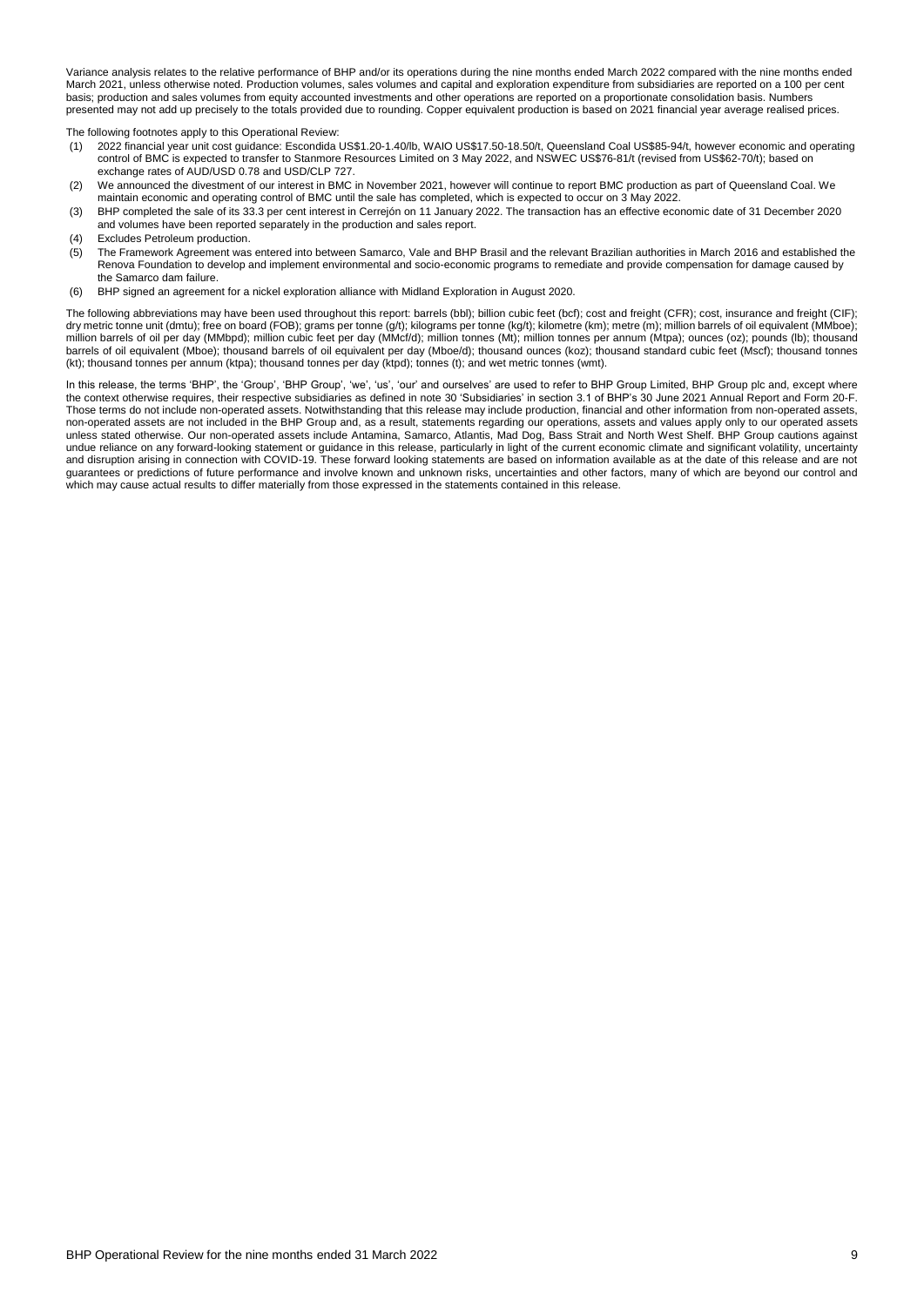Variance analysis relates to the relative performance of BHP and/or its operations during the nine months ended March 2022 compared with the nine months ended March 2021, unless otherwise noted. Production volumes, sales volumes and capital and exploration expenditure from subsidiaries are reported on a 100 per cent basis; production and sales volumes from equity accounted investments and other operations are reported on a proportionate consolidation basis. Numbers presented may not add up precisely to the totals provided due to rounding. Copper equivalent production is based on 2021 financial year average realised prices.

The following footnotes apply to this Operational Review:

(1) 2022 financial year unit cost guidance: Escondida US$1.20-1.40/lb, WAIO US$17.50-18.50/t, Queensland Coal US$85-94/t, however economic and operating control of BMC is expected to transfer to Stanmore Resources Limited on 3 May 2022, and NSWEC US$76-81/t (revised from US$62-70/t); based on exchange rates of AUD/USD 0.78 and USD/CLP 727.

(2) We announced the divestment of our interest in BMC in November 2021, however will continue to report BMC production as part of Queensland Coal. We maintain economic and operating control of BMC until the sale has completed, which is expected to occur on 3 May 2022.

(3) BHP completed the sale of its 33.3 per cent interest in Cerrejón on 11 January 2022. The transaction has an effective economic date of 31 December 2020 and volumes have been reported separately in the production and sales report.

(4) Excludes Petroleum production.

(5) The Framework Agreement was entered into between Samarco, Vale and BHP Brasil and the relevant Brazilian authorities in March 2016 and established the Renova Foundation to develop and implement environmental and socio-economic programs to remediate and provide compensation for damage caused by the Samarco dam failure.

(6) BHP signed an agreement for a nickel exploration alliance with Midland Exploration in August 2020.

The following abbreviations may have been used throughout this report: barrels (bbl); billion cubic feet (bcf); cost and freight (CFR); cost, insurance and freight (CIF); dry metric tonne unit (dmtu); free on board (FOB); grams per tonne (g/t); kilograms per tonne (kg/t); kilometre (km); metre (m); million barrels of oil equivalent (MMboe); million barrels of oil per day (MMbpd); million cubic feet per day (MMcf/d); million tonnes (Mt); million tonnes per annum (Mtpa); ounces (oz); pounds (lb); thousand barrels of oil equivalent (Mboe); thousand barrels of oil equivalent per day (Mboe/d); thousand ounces (koz); thousand standard cubic feet (Mscf); thousand tonnes (kt); thousand tonnes per annum (ktpa); thousand tonnes per day (ktpd); tonnes (t); and wet metric tonnes (wmt).

In this release, the terms 'BHP', the 'Group', 'BHP Group', 'we', 'us', 'our' and ourselves' are used to refer to BHP Group Limited, BHP Group plc and, except where the context otherwise requires, their respective subsidiaries as defined in note 30 'Subsidiaries' in section 3.1 of BHP's 30 June 2021 Annual Report and Form 20-F. Those terms do not include non-operated assets. Notwithstanding that this release may include production, financial and other information from non-operated assets, non-operated assets are not included in the BHP Group and, as a result, statements regarding our operations, assets and values apply only to our operated assets unless stated otherwise. Our non-operated assets include Antamina, Samarco, Atlantis, Mad Dog, Bass Strait and North West Shelf. BHP Group cautions against undue reliance on any forward-looking statement or guidance in this release, particularly in light of the current economic climate and significant volatility, uncertainty and disruption arising in connection with COVID-19. These forward looking statements are based on information available as at the date of this release and are not guarantees or predictions of future performance and involve known and unknown risks, uncertainties and other factors, many of which are beyond our control and which may cause actual results to differ materially from those expressed in the statements contained in this release.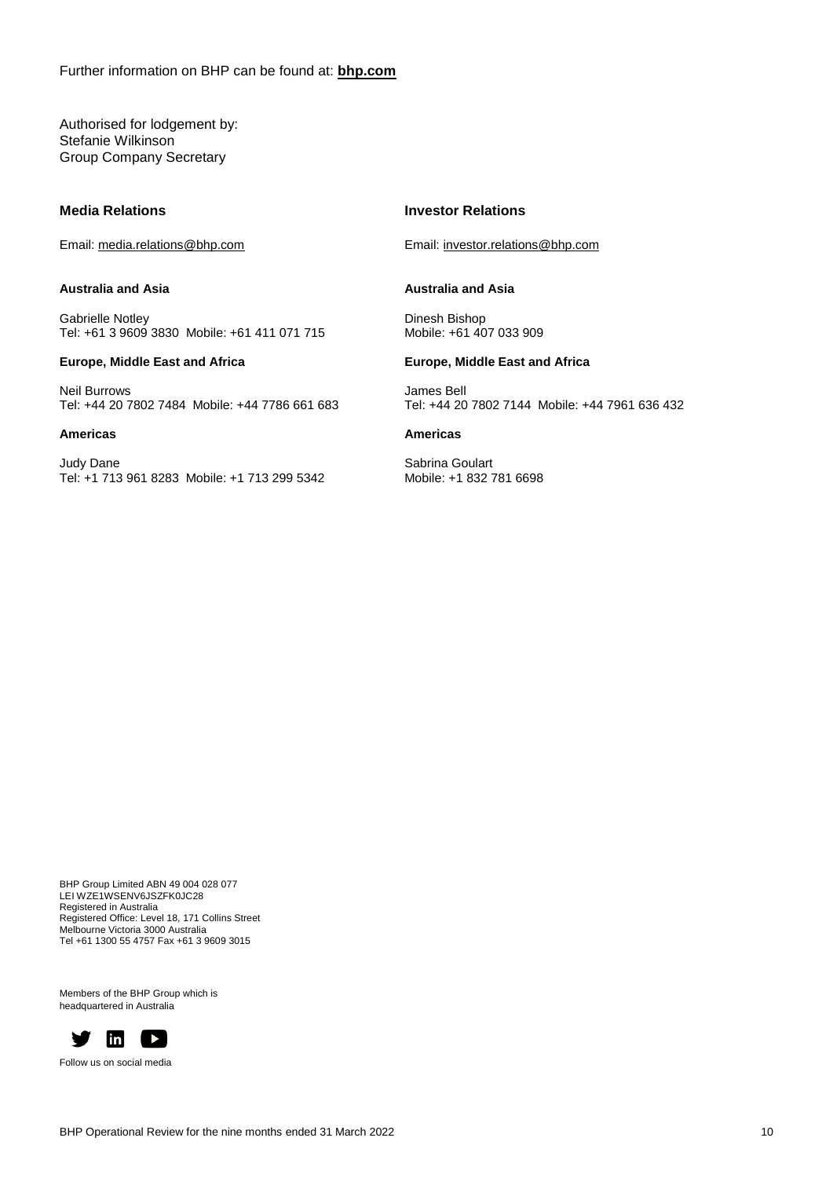Further information on BHP can be found at: **bhp.com**

Authorised for lodgement by:
Stefanie Wilkinson
Group Company Secretary

### Media Relations

Email: media.relations@bhp.com

**Australia and Asia**

Gabrielle Notley
Tel: +61 3 9609 3830 Mobile: +61 411 071 715

**Europe, Middle East and Africa**

Neil Burrows
Tel: +44 20 7802 7484 Mobile: +44 7786 661 683

**Americas**

Judy Dane
Tel: +1 713 961 8283 Mobile: +1 713 299 5342

### Investor Relations

Email: investor.relations@bhp.com

**Australia and Asia**

Dinesh Bishop
Mobile: +61 407 033 909

**Europe, Middle East and Africa**

James Bell
Tel: +44 20 7802 7144 Mobile: +44 7961 636 432

**Americas**

Sabrina Goulart
Mobile: +1 832 781 6698

BHP Group Limited ABN 49 004 028 077
LEI WZE1WSENV6JSZFK0JC28
Registered in Australia
Registered Office: Level 18, 171 Collins Street
Melbourne Victoria 3000 Australia
Tel +61 1300 55 4757 Fax +61 3 9609 3015

Members of the BHP Group which is headquartered in Australia

Follow us on social media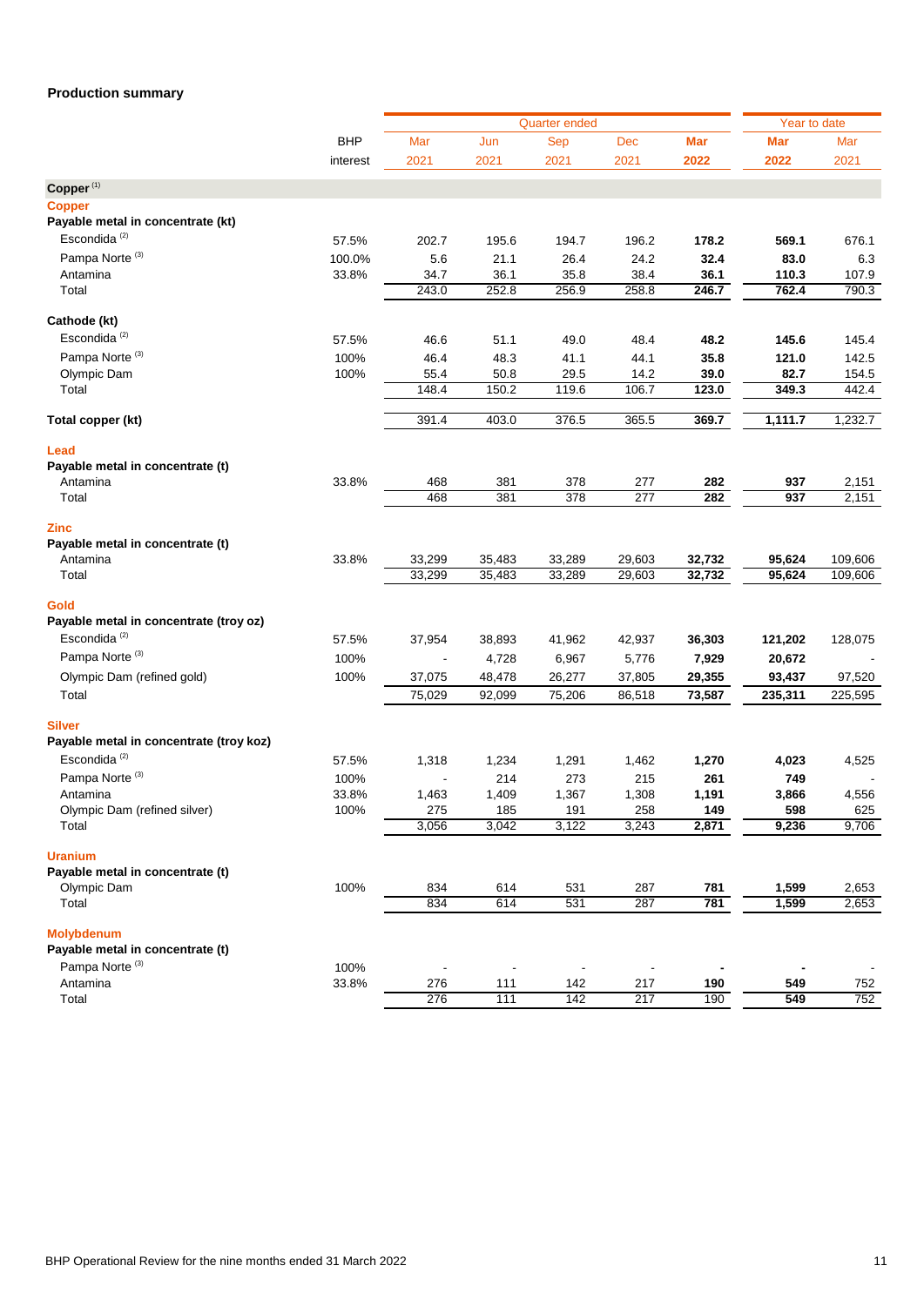## Production summary

| | BHP interest | Quarter ended | | | | | Year to date | |
|---|---|---|---|---|---|---|---|---|
| | | Mar 2021 | Jun 2021 | Sep 2021 | Dec 2021 | **Mar 2022** | **Mar 2022** | Mar 2021 |
| **Copper** [1] | | | | | | | | |
| **Copper** | | | | | | | | |
| **Payable metal in concentrate (kt)** | | | | | | | | |
| Escondida [2] | 57.5% | 202.7 | 195.6 | 194.7 | 196.2 | **178.2** | **569.1** | 676.1 |
| Pampa Norte [3] | 100.0% | 5.6 | 21.1 | 26.4 | 24.2 | **32.4** | **83.0** | 6.3 |
| Antamina | 33.8% | 34.7 | 36.1 | 35.8 | 38.4 | **36.1** | **110.3** | 107.9 |
| Total | | 243.0 | 252.8 | 256.9 | 258.8 | **246.7** | **762.4** | 790.3 |
| **Cathode (kt)** | | | | | | | | |
| Escondida [2] | 57.5% | 46.6 | 51.1 | 49.0 | 48.4 | **48.2** | **145.6** | 145.4 |
| Pampa Norte [3] | 100% | 46.4 | 48.3 | 41.1 | 44.1 | **35.8** | **121.0** | 142.5 |
| Olympic Dam | 100% | 55.4 | 50.8 | 29.5 | 14.2 | **39.0** | **82.7** | 154.5 |
| Total | | 148.4 | 150.2 | 119.6 | 106.7 | **123.0** | **349.3** | 442.4 |
| **Total copper (kt)** | | 391.4 | 403.0 | 376.5 | 365.5 | **369.7** | **1,111.7** | 1,232.7 |
| **Lead** | | | | | | | | |
| **Payable metal in concentrate (t)** | | | | | | | | |
| Antamina | 33.8% | 468 | 381 | 378 | 277 | **282** | **937** | 2,151 |
| Total | | 468 | 381 | 378 | 277 | **282** | **937** | 2,151 |
| **Zinc** | | | | | | | | |
| **Payable metal in concentrate (t)** | | | | | | | | |
| Antamina | 33.8% | 33,299 | 35,483 | 33,289 | 29,603 | **32,732** | **95,624** | 109,606 |
| Total | | 33,299 | 35,483 | 33,289 | 29,603 | **32,732** | **95,624** | 109,606 |
| **Gold** | | | | | | | | |
| **Payable metal in concentrate (troy oz)** | | | | | | | | |
| Escondida [2] | 57.5% | 37,954 | 38,893 | 41,962 | 42,937 | **36,303** | **121,202** | 128,075 |
| Pampa Norte [3] | 100% | - | 4,728 | 6,967 | 5,776 | **7,929** | **20,672** | - |
| Olympic Dam (refined gold) | 100% | 37,075 | 48,478 | 26,277 | 37,805 | **29,355** | **93,437** | 97,520 |
| Total | | 75,029 | 92,099 | 75,206 | 86,518 | **73,587** | **235,311** | 225,595 |
| **Silver** | | | | | | | | |
| **Payable metal in concentrate (troy koz)** | | | | | | | | |
| Escondida [2] | 57.5% | 1,318 | 1,234 | 1,291 | 1,462 | **1,270** | **4,023** | 4,525 |
| Pampa Norte [3] | 100% | - | 214 | 273 | 215 | **261** | **749** | - |
| Antamina | 33.8% | 1,463 | 1,409 | 1,367 | 1,308 | **1,191** | **3,866** | 4,556 |
| Olympic Dam (refined silver) | 100% | 275 | 185 | 191 | 258 | **149** | **598** | 625 |
| Total | | 3,056 | 3,042 | 3,122 | 3,243 | **2,871** | **9,236** | 9,706 |
| **Uranium** | | | | | | | | |
| **Payable metal in concentrate (t)** | | | | | | | | |
| Olympic Dam | 100% | 834 | 614 | 531 | 287 | **781** | **1,599** | 2,653 |
| Total | | 834 | 614 | 531 | 287 | **781** | **1,599** | 2,653 |
| **Molybdenum** | | | | | | | | |
| **Payable metal in concentrate (t)** | | | | | | | | |
| Pampa Norte [3] | 100% | - | - | - | - | **-** | **-** | - |
| Antamina | 33.8% | 276 | 111 | 142 | 217 | **190** | **549** | 752 |
| Total | | 276 | 111 | 142 | 217 | **190** | **549** | 752 |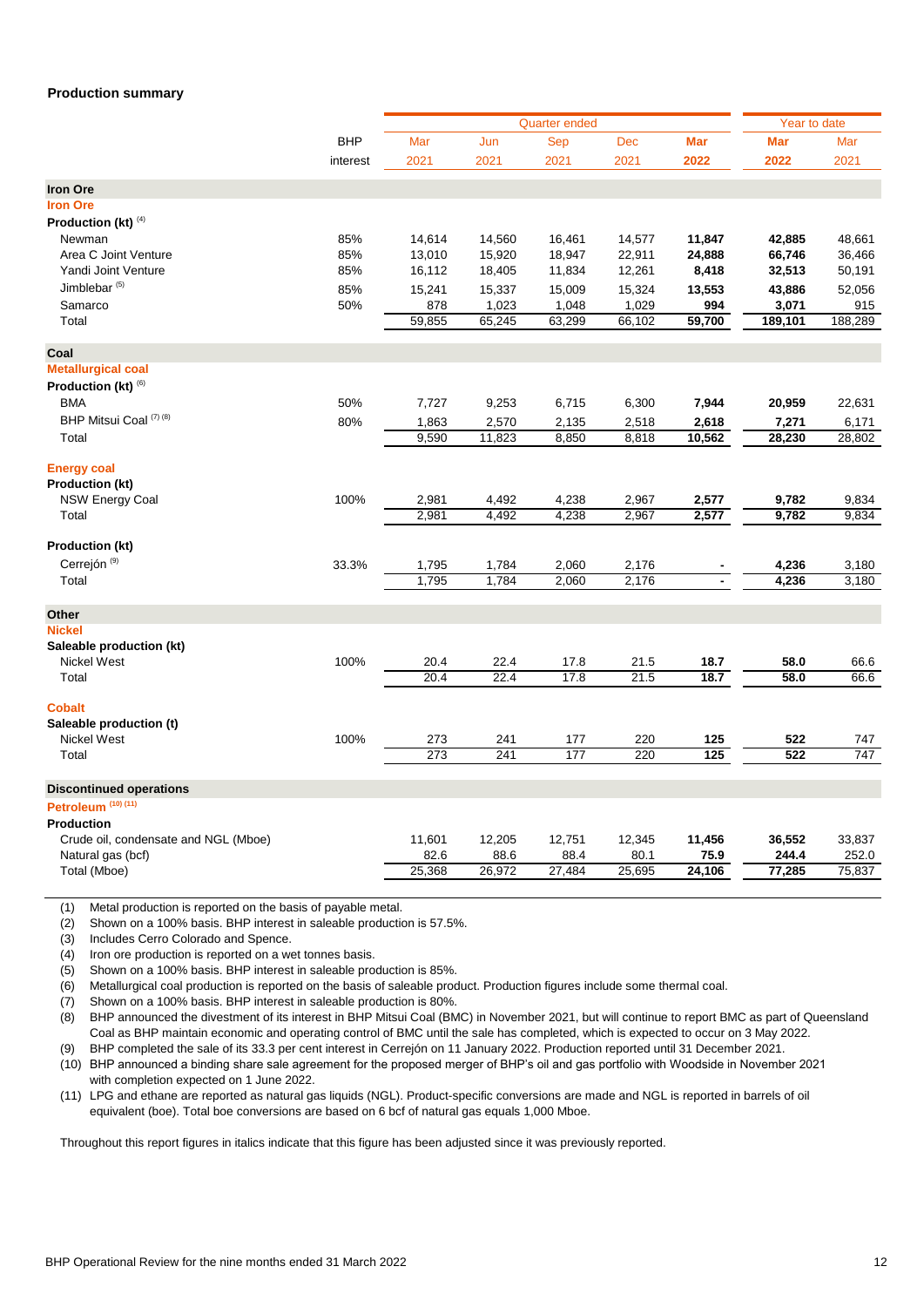**Production summary**

| | BHP interest | Quarter ended | | | | | Year to date | |
|---|---|---|---|---|---|---|---|---|
| | | Mar 2021 | Jun 2021 | Sep 2021 | Dec 2021 | **Mar 2022** | **Mar 2022** | Mar 2021 |
| **Iron Ore** | | | | | | | | |
| **Iron Ore** | | | | | | | | |
| **Production (kt)** [(4)] | | | | | | | | |
| Newman | 85% | 14,614 | 14,560 | 16,461 | 14,577 | **11,847** | **42,885** | 48,661 |
| Area C Joint Venture | 85% | 13,010 | 15,920 | 18,947 | 22,911 | **24,888** | **66,746** | 36,466 |
| Yandi Joint Venture | 85% | 16,112 | 18,405 | 11,834 | 12,261 | **8,418** | **32,513** | 50,191 |
| Jimblebar [(5)] | 85% | 15,241 | 15,337 | 15,009 | 15,324 | **13,553** | **43,886** | 52,056 |
| Samarco | 50% | 878 | 1,023 | 1,048 | 1,029 | **994** | **3,071** | 915 |
| Total | | 59,855 | 65,245 | 63,299 | 66,102 | **59,700** | **189,101** | 188,289 |
| **Coal** | | | | | | | | |
| **Metallurgical coal** | | | | | | | | |
| **Production (kt)** [(6)] | | | | | | | | |
| BMA | 50% | 7,727 | 9,253 | 6,715 | 6,300 | **7,944** | **20,959** | 22,631 |
| BHP Mitsui Coal [(7) (8)] | 80% | 1,863 | 2,570 | 2,135 | 2,518 | **2,618** | **7,271** | 6,171 |
| Total | | 9,590 | 11,823 | 8,850 | 8,818 | **10,562** | **28,230** | 28,802 |
| **Energy coal** | | | | | | | | |
| **Production (kt)** | | | | | | | | |
| NSW Energy Coal | 100% | 2,981 | 4,492 | 4,238 | 2,967 | **2,577** | **9,782** | 9,834 |
| Total | | 2,981 | 4,492 | 4,238 | 2,967 | **2,577** | **9,782** | 9,834 |
| **Production (kt)** | | | | | | | | |
| Cerrejón [(9)] | 33.3% | 1,795 | 1,784 | 2,060 | 2,176 | **-** | **4,236** | 3,180 |
| Total | | 1,795 | 1,784 | 2,060 | 2,176 | **-** | **4,236** | 3,180 |
| **Other** | | | | | | | | |
| **Nickel** | | | | | | | | |
| **Saleable production (kt)** | | | | | | | | |
| Nickel West | 100% | 20.4 | 22.4 | 17.8 | 21.5 | **18.7** | **58.0** | 66.6 |
| Total | | 20.4 | 22.4 | 17.8 | 21.5 | **18.7** | **58.0** | 66.6 |
| **Cobalt** | | | | | | | | |
| **Saleable production (t)** | | | | | | | | |
| Nickel West | 100% | 273 | 241 | 177 | 220 | **125** | **522** | 747 |
| Total | | 273 | 241 | 177 | 220 | **125** | **522** | 747 |
| **Discontinued operations** | | | | | | | | |
| **Petroleum** [(10) (11)] | | | | | | | | |
| **Production** | | | | | | | | |
| Crude oil, condensate and NGL (Mboe) | | 11,601 | 12,205 | 12,751 | 12,345 | **11,456** | **36,552** | 33,837 |
| Natural gas (bcf) | | 82.6 | 88.6 | 88.4 | 80.1 | **75.9** | **244.4** | 252.0 |
| Total (Mboe) | | 25,368 | 26,972 | 27,484 | 25,695 | **24,106** | **77,285** | 75,837 |

(1) Metal production is reported on the basis of payable metal.
(2) Shown on a 100% basis. BHP interest in saleable production is 57.5%.
(3) Includes Cerro Colorado and Spence.
(4) Iron ore production is reported on a wet tonnes basis.
(5) Shown on a 100% basis. BHP interest in saleable production is 85%.
(6) Metallurgical coal production is reported on the basis of saleable product. Production figures include some thermal coal.
(7) Shown on a 100% basis. BHP interest in saleable production is 80%.
(8) BHP announced the divestment of its interest in BHP Mitsui Coal (BMC) in November 2021, but will continue to report BMC as part of Queensland Coal as BHP maintain economic and operating control of BMC until the sale has completed, which is expected to occur on 3 May 2022.
(9) BHP completed the sale of its 33.3 per cent interest in Cerrejón on 11 January 2022. Production reported until 31 December 2021.
(10) BHP announced a binding share sale agreement for the proposed merger of BHP's oil and gas portfolio with Woodside in November 2021 with completion expected on 1 June 2022.
(11) LPG and ethane are reported as natural gas liquids (NGL). Product-specific conversions are made and NGL is reported in barrels of oil equivalent (boe). Total boe conversions are based on 6 bcf of natural gas equals 1,000 Mboe.

Throughout this report figures in italics indicate that this figure has been adjusted since it was previously reported.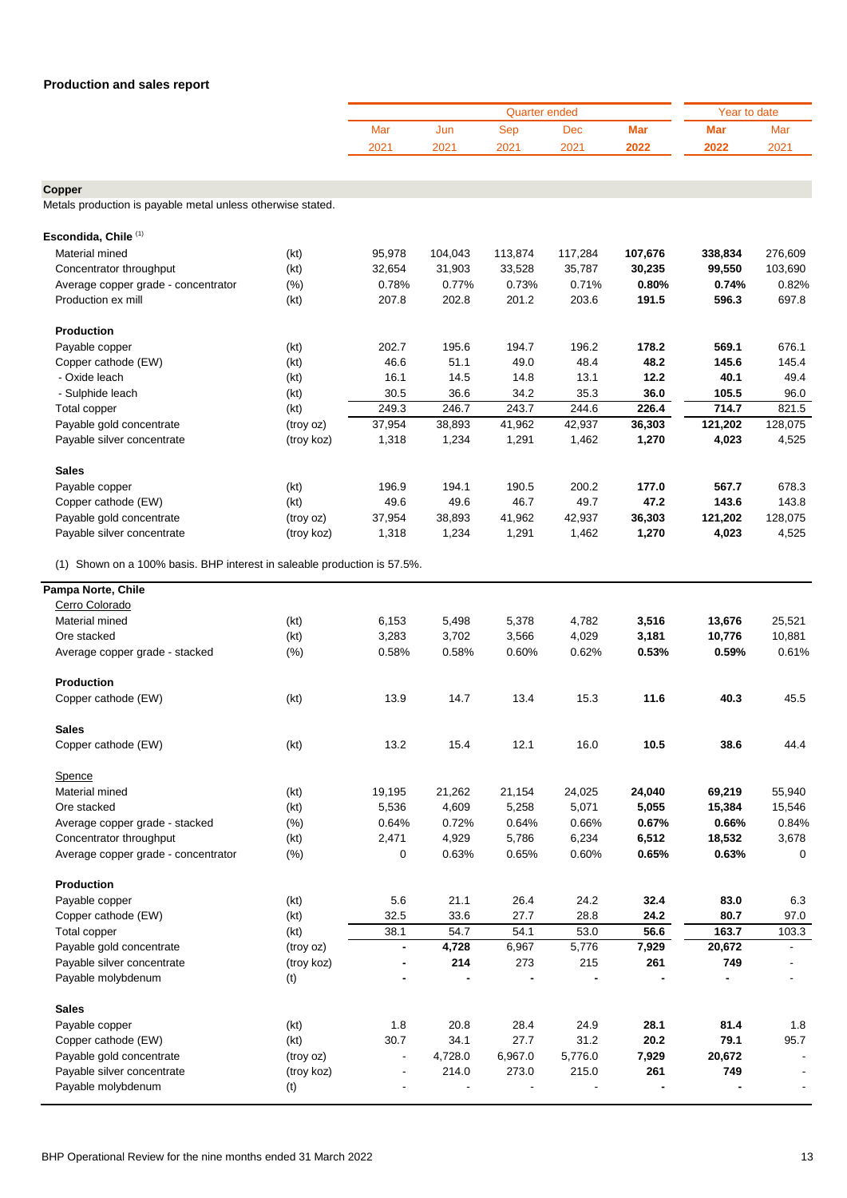## Production and sales report

| | | Quarter ended | | | | | Year to date | |
|---|---|---|---|---|---|---|---|---|
| | | Mar 2021 | Jun 2021 | Sep 2021 | Dec 2021 | **Mar 2022** | **Mar 2022** | Mar 2021 |
| **Copper** | | | | | | | | |
| Metals production is payable metal unless otherwise stated. | | | | | | | | |
| **Escondida, Chile** [1] | | | | | | | | |
| Material mined | (kt) | 95,978 | 104,043 | 113,874 | 117,284 | **107,676** | **338,834** | 276,609 |
| Concentrator throughput | (kt) | 32,654 | 31,903 | 33,528 | 35,787 | **30,235** | **99,550** | 103,690 |
| Average copper grade - concentrator | (%) | 0.78% | 0.77% | 0.73% | 0.71% | **0.80%** | **0.74%** | 0.82% |
| Production ex mill | (kt) | 207.8 | 202.8 | 201.2 | 203.6 | **191.5** | **596.3** | 697.8 |
| **Production** | | | | | | | | |
| Payable copper | (kt) | 202.7 | 195.6 | 194.7 | 196.2 | **178.2** | **569.1** | 676.1 |
| Copper cathode (EW) | (kt) | 46.6 | 51.1 | 49.0 | 48.4 | **48.2** | **145.6** | 145.4 |
| - Oxide leach | (kt) | 16.1 | 14.5 | 14.8 | 13.1 | **12.2** | **40.1** | 49.4 |
| - Sulphide leach | (kt) | 30.5 | 36.6 | 34.2 | 35.3 | **36.0** | **105.5** | 96.0 |
| Total copper | (kt) | 249.3 | 246.7 | 243.7 | 244.6 | **226.4** | **714.7** | 821.5 |
| Payable gold concentrate | (troy oz) | 37,954 | 38,893 | 41,962 | 42,937 | **36,303** | **121,202** | 128,075 |
| Payable silver concentrate | (troy koz) | 1,318 | 1,234 | 1,291 | 1,462 | **1,270** | **4,023** | 4,525 |
| **Sales** | | | | | | | | |
| Payable copper | (kt) | 196.9 | 194.1 | 190.5 | 200.2 | **177.0** | **567.7** | 678.3 |
| Copper cathode (EW) | (kt) | 49.6 | 49.6 | 46.7 | 49.7 | **47.2** | **143.6** | 143.8 |
| Payable gold concentrate | (troy oz) | 37,954 | 38,893 | 41,962 | 42,937 | **36,303** | **121,202** | 128,075 |
| Payable silver concentrate | (troy koz) | 1,318 | 1,234 | 1,291 | 1,462 | **1,270** | **4,023** | 4,525 |

(1) Shown on a 100% basis. BHP interest in saleable production is 57.5%.

| | | Mar 2021 | Jun 2021 | Sep 2021 | Dec 2021 | **Mar 2022** | **Mar 2022** | Mar 2021 |
|---|---|---|---|---|---|---|---|---|
| **Pampa Norte, Chile** | | | | | | | | |
| Cerro Colorado | | | | | | | | |
| Material mined | (kt) | 6,153 | 5,498 | 5,378 | 4,782 | **3,516** | **13,676** | 25,521 |
| Ore stacked | (kt) | 3,283 | 3,702 | 3,566 | 4,029 | **3,181** | **10,776** | 10,881 |
| Average copper grade - stacked | (%) | 0.58% | 0.58% | 0.60% | 0.62% | **0.53%** | **0.59%** | 0.61% |
| **Production** | | | | | | | | |
| Copper cathode (EW) | (kt) | 13.9 | 14.7 | 13.4 | 15.3 | **11.6** | **40.3** | 45.5 |
| **Sales** | | | | | | | | |
| Copper cathode (EW) | (kt) | 13.2 | 15.4 | 12.1 | 16.0 | **10.5** | **38.6** | 44.4 |
| Spence | | | | | | | | |
| Material mined | (kt) | 19,195 | 21,262 | 21,154 | 24,025 | **24,040** | **69,219** | 55,940 |
| Ore stacked | (kt) | 5,536 | 4,609 | 5,258 | 5,071 | **5,055** | **15,384** | 15,546 |
| Average copper grade - stacked | (%) | 0.64% | 0.72% | 0.64% | 0.66% | **0.67%** | **0.66%** | 0.84% |
| Concentrator throughput | (kt) | 2,471 | 4,929 | 5,786 | 6,234 | **6,512** | **18,532** | 3,678 |
| Average copper grade - concentrator | (%) | 0 | 0.63% | 0.65% | 0.60% | **0.65%** | **0.63%** | 0 |
| **Production** | | | | | | | | |
| Payable copper | (kt) | 5.6 | 21.1 | 26.4 | 24.2 | **32.4** | **83.0** | 6.3 |
| Copper cathode (EW) | (kt) | 32.5 | 33.6 | 27.7 | 28.8 | **24.2** | **80.7** | 97.0 |
| Total copper | (kt) | 38.1 | 54.7 | 54.1 | 53.0 | **56.6** | **163.7** | 103.3 |
| Payable gold concentrate | (troy oz) | - | **4,728** | 6,967 | 5,776 | **7,929** | **20,672** | - |
| Payable silver concentrate | (troy koz) | - | **214** | 273 | 215 | **261** | **749** | - |
| Payable molybdenum | (t) | - | - | - | - | **-** | **-** | - |
| **Sales** | | | | | | | | |
| Payable copper | (kt) | 1.8 | 20.8 | 28.4 | 24.9 | **28.1** | **81.4** | 1.8 |
| Copper cathode (EW) | (kt) | 30.7 | 34.1 | 27.7 | 31.2 | **20.2** | **79.1** | 95.7 |
| Payable gold concentrate | (troy oz) | - | 4,728.0 | 6,967.0 | 5,776.0 | **7,929** | **20,672** | - |
| Payable silver concentrate | (troy koz) | - | 214.0 | 273.0 | 215.0 | **261** | **749** | - |
| Payable molybdenum | (t) | - | - | - | - | **-** | **-** | - |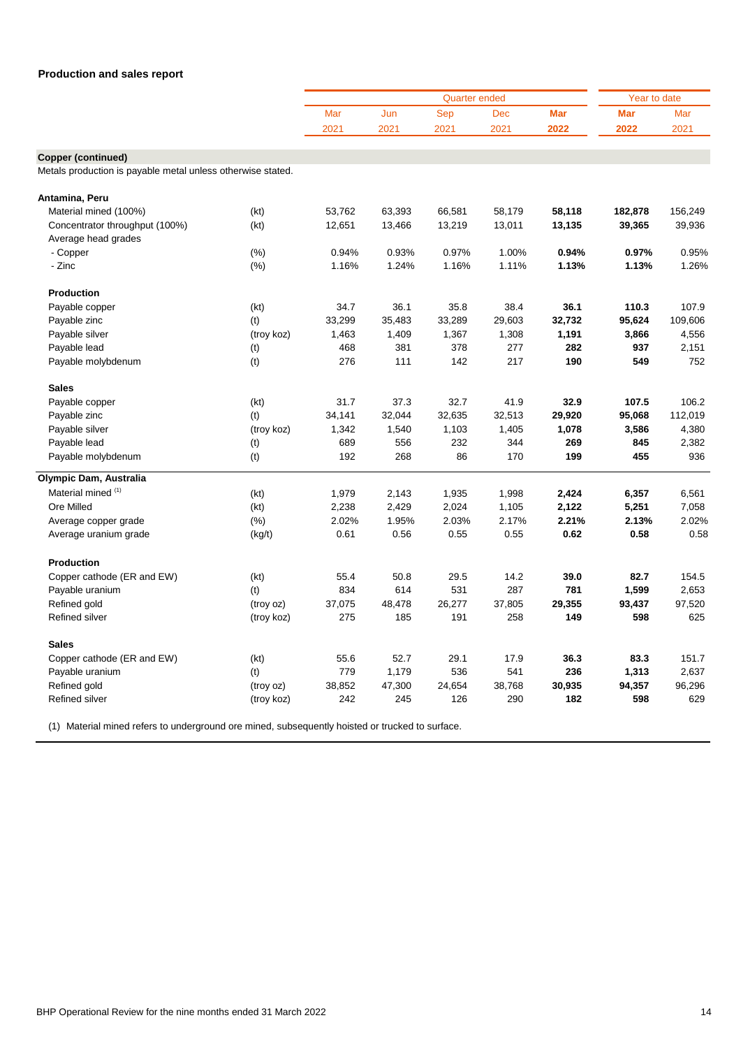## Production and sales report

| | | Quarter ended | | | | | Year to date | |
|---|---|---|---|---|---|---|---|---|
| | | Mar 2021 | Jun 2021 | Sep 2021 | Dec 2021 | **Mar 2022** | **Mar 2022** | Mar 2021 |
| **Copper (continued)** | | | | | | | | |
| Metals production is payable metal unless otherwise stated. | | | | | | | | |
| **Antamina, Peru** | | | | | | | | |
| Material mined (100%) | (kt) | 53,762 | 63,393 | 66,581 | 58,179 | **58,118** | **182,878** | 156,249 |
| Concentrator throughput (100%) | (kt) | 12,651 | 13,466 | 13,219 | 13,011 | **13,135** | **39,365** | 39,936 |
| Average head grades | | | | | | | | |
| - Copper | (%) | 0.94% | 0.93% | 0.97% | 1.00% | **0.94%** | **0.97%** | 0.95% |
| - Zinc | (%) | 1.16% | 1.24% | 1.16% | 1.11% | **1.13%** | **1.13%** | 1.26% |
| **Production** | | | | | | | | |
| Payable copper | (kt) | 34.7 | 36.1 | 35.8 | 38.4 | **36.1** | **110.3** | 107.9 |
| Payable zinc | (t) | 33,299 | 35,483 | 33,289 | 29,603 | **32,732** | **95,624** | 109,606 |
| Payable silver | (troy koz) | 1,463 | 1,409 | 1,367 | 1,308 | **1,191** | **3,866** | 4,556 |
| Payable lead | (t) | 468 | 381 | 378 | 277 | **282** | **937** | 2,151 |
| Payable molybdenum | (t) | 276 | 111 | 142 | 217 | **190** | **549** | 752 |
| **Sales** | | | | | | | | |
| Payable copper | (kt) | 31.7 | 37.3 | 32.7 | 41.9 | **32.9** | **107.5** | 106.2 |
| Payable zinc | (t) | 34,141 | 32,044 | 32,635 | 32,513 | **29,920** | **95,068** | 112,019 |
| Payable silver | (troy koz) | 1,342 | 1,540 | 1,103 | 1,405 | **1,078** | **3,586** | 4,380 |
| Payable lead | (t) | 689 | 556 | 232 | 344 | **269** | **845** | 2,382 |
| Payable molybdenum | (t) | 192 | 268 | 86 | 170 | **199** | **455** | 936 |
| **Olympic Dam, Australia** | | | | | | | | |
| Material mined [(1)] | (kt) | 1,979 | 2,143 | 1,935 | 1,998 | **2,424** | **6,357** | 6,561 |
| Ore Milled | (kt) | 2,238 | 2,429 | 2,024 | 1,105 | **2,122** | **5,251** | 7,058 |
| Average copper grade | (%) | 2.02% | 1.95% | 2.03% | 2.17% | **2.21%** | **2.13%** | 2.02% |
| Average uranium grade | (kg/t) | 0.61 | 0.56 | 0.55 | 0.55 | **0.62** | **0.58** | 0.58 |
| **Production** | | | | | | | | |
| Copper cathode (ER and EW) | (kt) | 55.4 | 50.8 | 29.5 | 14.2 | **39.0** | **82.7** | 154.5 |
| Payable uranium | (t) | 834 | 614 | 531 | 287 | **781** | **1,599** | 2,653 |
| Refined gold | (troy oz) | 37,075 | 48,478 | 26,277 | 37,805 | **29,355** | **93,437** | 97,520 |
| Refined silver | (troy koz) | 275 | 185 | 191 | 258 | **149** | **598** | 625 |
| **Sales** | | | | | | | | |
| Copper cathode (ER and EW) | (kt) | 55.6 | 52.7 | 29.1 | 17.9 | **36.3** | **83.3** | 151.7 |
| Payable uranium | (t) | 779 | 1,179 | 536 | 541 | **236** | **1,313** | 2,637 |
| Refined gold | (troy oz) | 38,852 | 47,300 | 24,654 | 38,768 | **30,935** | **94,357** | 96,296 |
| Refined silver | (troy koz) | 242 | 245 | 126 | 290 | **182** | **598** | 629 |

(1) Material mined refers to underground ore mined, subsequently hoisted or trucked to surface.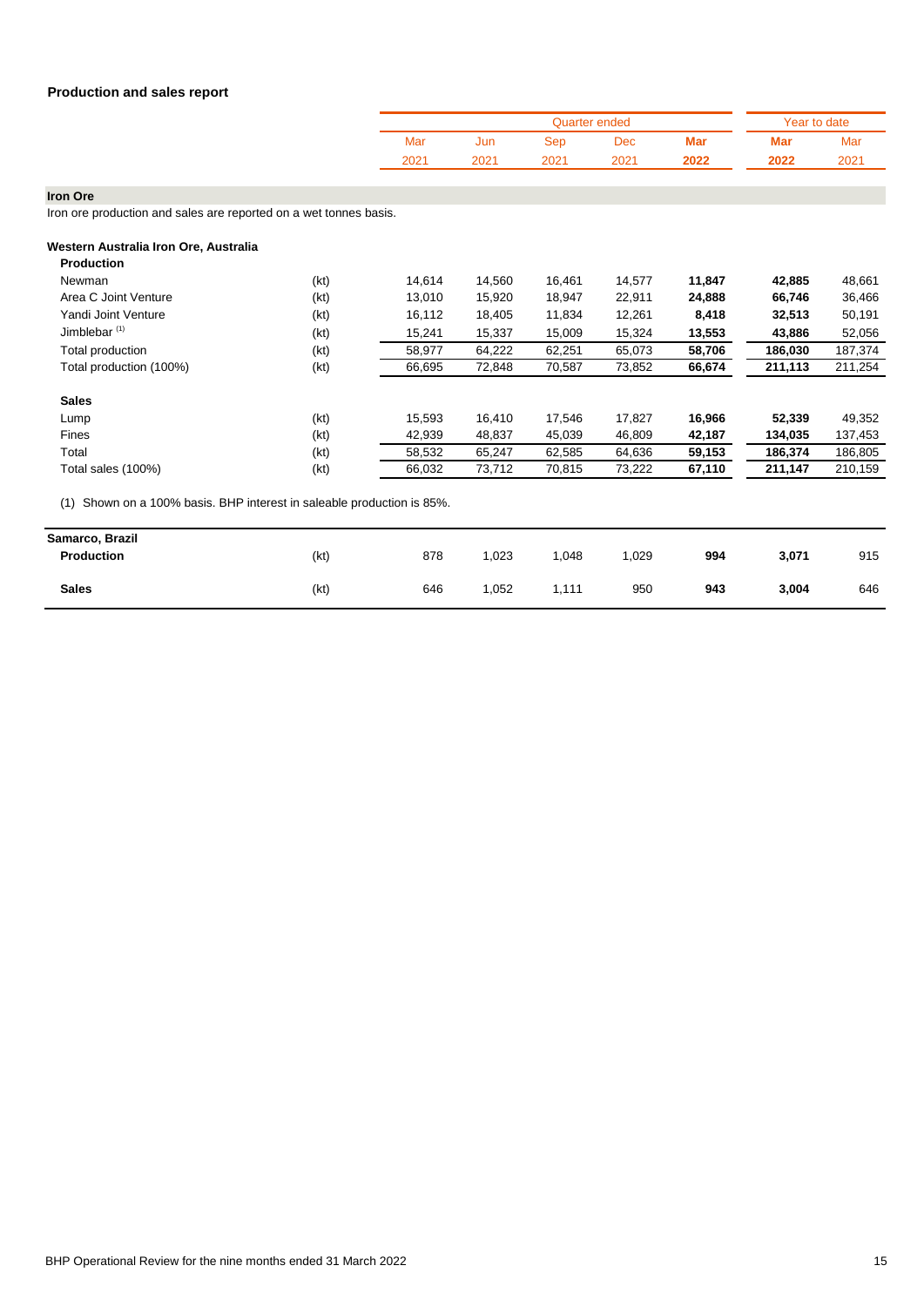## Production and sales report

| | | Quarter ended | | | | | Year to date | |
|---|---|---|---|---|---|---|---|---|
| | | Mar 2021 | Jun 2021 | Sep 2021 | Dec 2021 | **Mar 2022** | **Mar 2022** | Mar 2021 |
| **Iron Ore** | | | | | | | | |
| Iron ore production and sales are reported on a wet tonnes basis. | | | | | | | | |
| **Western Australia Iron Ore, Australia** | | | | | | | | |
| **Production** | | | | | | | | |
| Newman | (kt) | 14,614 | 14,560 | 16,461 | 14,577 | **11,847** | **42,885** | 48,661 |
| Area C Joint Venture | (kt) | 13,010 | 15,920 | 18,947 | 22,911 | **24,888** | **66,746** | 36,466 |
| Yandi Joint Venture | (kt) | 16,112 | 18,405 | 11,834 | 12,261 | **8,418** | **32,513** | 50,191 |
| Jimblebar [1] | (kt) | 15,241 | 15,337 | 15,009 | 15,324 | **13,553** | **43,886** | 52,056 |
| Total production | (kt) | 58,977 | 64,222 | 62,251 | 65,073 | **58,706** | **186,030** | 187,374 |
| Total production (100%) | (kt) | 66,695 | 72,848 | 70,587 | 73,852 | **66,674** | **211,113** | 211,254 |
| **Sales** | | | | | | | | |
| Lump | (kt) | 15,593 | 16,410 | 17,546 | 17,827 | **16,966** | **52,339** | 49,352 |
| Fines | (kt) | 42,939 | 48,837 | 45,039 | 46,809 | **42,187** | **134,035** | 137,453 |
| Total | (kt) | 58,532 | 65,247 | 62,585 | 64,636 | **59,153** | **186,374** | 186,805 |
| Total sales (100%) | (kt) | 66,032 | 73,712 | 70,815 | 73,222 | **67,110** | **211,147** | 210,159 |

(1) Shown on a 100% basis. BHP interest in saleable production is 85%.

| **Samarco, Brazil** | | | | | | | | |
|---|---|---|---|---|---|---|---|---|
| **Production** | (kt) | 878 | 1,023 | 1,048 | 1,029 | **994** | **3,071** | 915 |
| **Sales** | (kt) | 646 | 1,052 | 1,111 | 950 | **943** | **3,004** | 646 |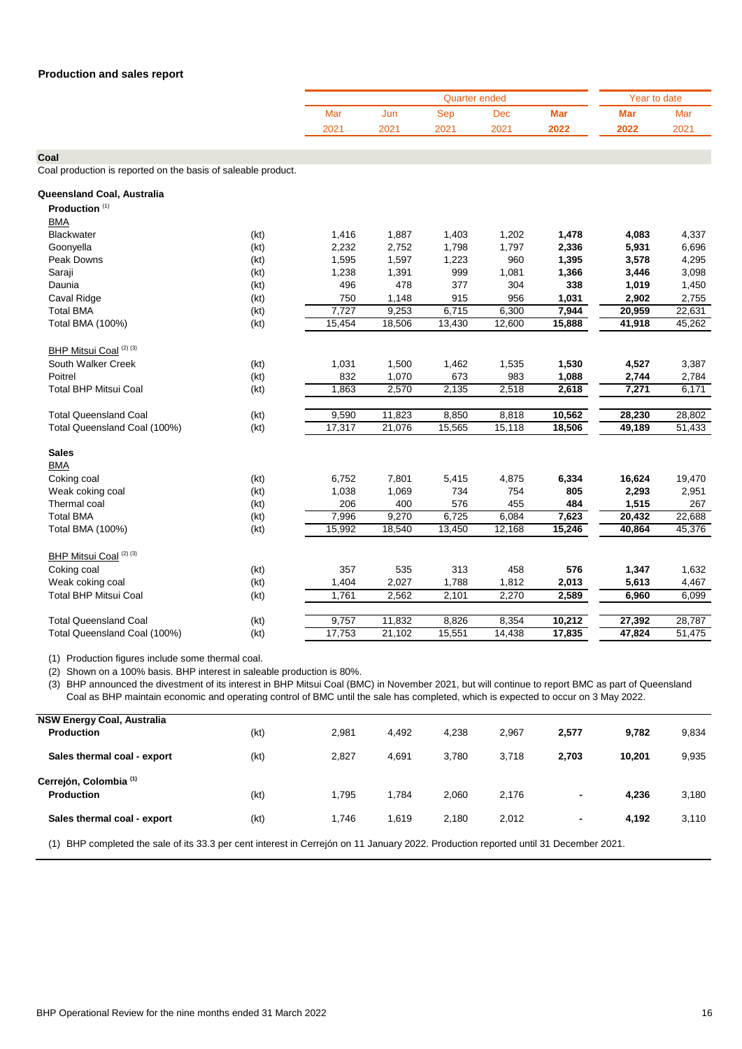## Production and sales report

| | | Quarter ended | | | | | Year to date | |
|---|---|---|---|---|---|---|---|---|
| | | Mar 2021 | Jun 2021 | Sep 2021 | Dec 2021 | **Mar 2022** | **Mar 2022** | Mar 2021 |
| **Coal** | | | | | | | | |
| Coal production is reported on the basis of saleable product. | | | | | | | | |
| **Queensland Coal, Australia** | | | | | | | | |
| **Production** [1] | | | | | | | | |
| BMA | | | | | | | | |
| Blackwater | (kt) | 1,416 | 1,887 | 1,403 | 1,202 | **1,478** | **4,083** | 4,337 |
| Goonyella | (kt) | 2,232 | 2,752 | 1,798 | 1,797 | **2,336** | **5,931** | 6,696 |
| Peak Downs | (kt) | 1,595 | 1,597 | 1,223 | 960 | **1,395** | **3,578** | 4,295 |
| Saraji | (kt) | 1,238 | 1,391 | 999 | 1,081 | **1,366** | **3,446** | 3,098 |
| Daunia | (kt) | 496 | 478 | 377 | 304 | **338** | **1,019** | 1,450 |
| Caval Ridge | (kt) | 750 | 1,148 | 915 | 956 | **1,031** | **2,902** | 2,755 |
| Total BMA | (kt) | 7,727 | 9,253 | 6,715 | 6,300 | **7,944** | **20,959** | 22,631 |
| Total BMA (100%) | (kt) | 15,454 | 18,506 | 13,430 | 12,600 | **15,888** | **41,918** | 45,262 |
| BHP Mitsui Coal [2] [3] | | | | | | | | |
| South Walker Creek | (kt) | 1,031 | 1,500 | 1,462 | 1,535 | **1,530** | **4,527** | 3,387 |
| Poitrel | (kt) | 832 | 1,070 | 673 | 983 | **1,088** | **2,744** | 2,784 |
| Total BHP Mitsui Coal | (kt) | 1,863 | 2,570 | 2,135 | 2,518 | **2,618** | **7,271** | 6,171 |
| Total Queensland Coal | (kt) | 9,590 | 11,823 | 8,850 | 8,818 | **10,562** | **28,230** | 28,802 |
| Total Queensland Coal (100%) | (kt) | 17,317 | 21,076 | 15,565 | 15,118 | **18,506** | **49,189** | 51,433 |
| **Sales** | | | | | | | | |
| BMA | | | | | | | | |
| Coking coal | (kt) | 6,752 | 7,801 | 5,415 | 4,875 | **6,334** | **16,624** | 19,470 |
| Weak coking coal | (kt) | 1,038 | 1,069 | 734 | 754 | **805** | **2,293** | 2,951 |
| Thermal coal | (kt) | 206 | 400 | 576 | 455 | **484** | **1,515** | 267 |
| Total BMA | (kt) | 7,996 | 9,270 | 6,725 | 6,084 | **7,623** | **20,432** | 22,688 |
| Total BMA (100%) | (kt) | 15,992 | 18,540 | 13,450 | 12,168 | **15,246** | **40,864** | 45,376 |
| BHP Mitsui Coal [2] [3] | | | | | | | | |
| Coking coal | (kt) | 357 | 535 | 313 | 458 | **576** | **1,347** | 1,632 |
| Weak coking coal | (kt) | 1,404 | 2,027 | 1,788 | 1,812 | **2,013** | **5,613** | 4,467 |
| Total BHP Mitsui Coal | (kt) | 1,761 | 2,562 | 2,101 | 2,270 | **2,589** | **6,960** | 6,099 |
| Total Queensland Coal | (kt) | 9,757 | 11,832 | 8,826 | 8,354 | **10,212** | **27,392** | 28,787 |
| Total Queensland Coal (100%) | (kt) | 17,753 | 21,102 | 15,551 | 14,438 | **17,835** | **47,824** | 51,475 |

(1) Production figures include some thermal coal.
(2) Shown on a 100% basis. BHP interest in saleable production is 80%.
(3) BHP announced the divestment of its interest in BHP Mitsui Coal (BMC) in November 2021, but will continue to report BMC as part of Queensland Coal as BHP maintain economic and operating control of BMC until the sale has completed, which is expected to occur on 3 May 2022.

| | | Mar 2021 | Jun 2021 | Sep 2021 | Dec 2021 | **Mar 2022** | **Mar 2022** | Mar 2021 |
|---|---|---|---|---|---|---|---|---|
| **NSW Energy Coal, Australia** | | | | | | | | |
| **Production** | (kt) | 2,981 | 4,492 | 4,238 | 2,967 | **2,577** | **9,782** | 9,834 |
| **Sales thermal coal - export** | (kt) | 2,827 | 4,691 | 3,780 | 3,718 | **2,703** | **10,201** | 9,935 |
| **Cerrejón, Colombia** [1] | | | | | | | | |
| **Production** | (kt) | 1,795 | 1,784 | 2,060 | 2,176 | **-** | **4,236** | 3,180 |
| **Sales thermal coal - export** | (kt) | 1,746 | 1,619 | 2,180 | 2,012 | **-** | **4,192** | 3,110 |

(1) BHP completed the sale of its 33.3 per cent interest in Cerrejón on 11 January 2022. Production reported until 31 December 2021.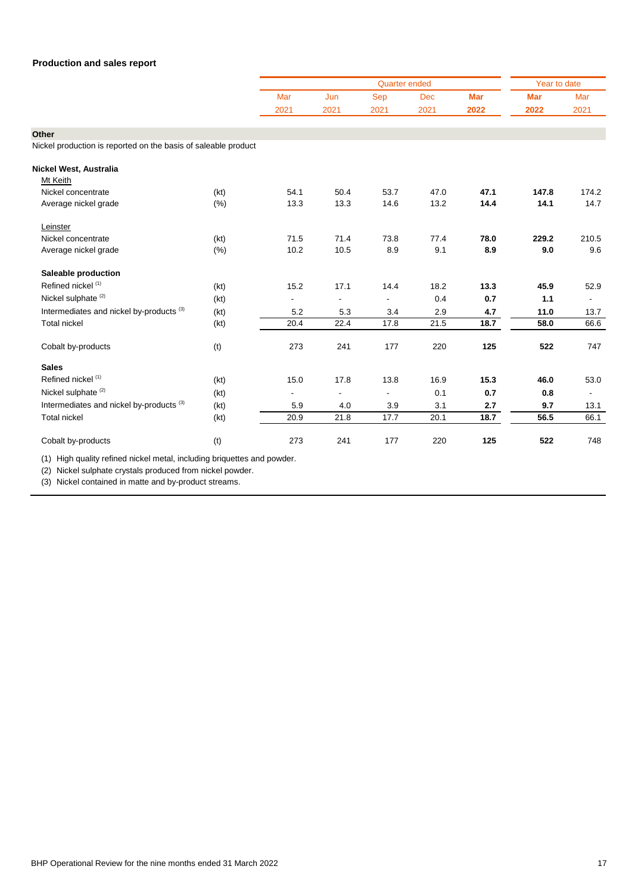## Production and sales report

| | | Quarter ended | | | | | Year to date | |
|---|---|---|---|---|---|---|---|---|
| | | Mar 2021 | Jun 2021 | Sep 2021 | Dec 2021 | **Mar 2022** | **Mar 2022** | Mar 2021 |
| **Other** | | | | | | | | |
| Nickel production is reported on the basis of saleable product | | | | | | | | |
| **Nickel West, Australia** | | | | | | | | |
| Mt Keith | | | | | | | | |
| Nickel concentrate | (kt) | 54.1 | 50.4 | 53.7 | 47.0 | **47.1** | **147.8** | 174.2 |
| Average nickel grade | (%) | 13.3 | 13.3 | 14.6 | 13.2 | **14.4** | **14.1** | 14.7 |
| Leinster | | | | | | | | |
| Nickel concentrate | (kt) | 71.5 | 71.4 | 73.8 | 77.4 | **78.0** | **229.2** | 210.5 |
| Average nickel grade | (%) | 10.2 | 10.5 | 8.9 | 9.1 | **8.9** | **9.0** | 9.6 |
| **Saleable production** | | | | | | | | |
| Refined nickel [1] | (kt) | 15.2 | 17.1 | 14.4 | 18.2 | **13.3** | **45.9** | 52.9 |
| Nickel sulphate [2] | (kt) | - | - | - | 0.4 | **0.7** | **1.1** | - |
| Intermediates and nickel by-products [3] | (kt) | 5.2 | 5.3 | 3.4 | 2.9 | **4.7** | **11.0** | 13.7 |
| Total nickel | (kt) | 20.4 | 22.4 | 17.8 | 21.5 | **18.7** | **58.0** | 66.6 |
| Cobalt by-products | (t) | 273 | 241 | 177 | 220 | **125** | **522** | 747 |
| **Sales** | | | | | | | | |
| Refined nickel [1] | (kt) | 15.0 | 17.8 | 13.8 | 16.9 | **15.3** | **46.0** | 53.0 |
| Nickel sulphate [2] | (kt) | - | - | - | 0.1 | **0.7** | **0.8** | - |
| Intermediates and nickel by-products [3] | (kt) | 5.9 | 4.0 | 3.9 | 3.1 | **2.7** | **9.7** | 13.1 |
| Total nickel | (kt) | 20.9 | 21.8 | 17.7 | 20.1 | **18.7** | **56.5** | 66.1 |
| Cobalt by-products | (t) | 273 | 241 | 177 | 220 | **125** | **522** | 748 |

(1) High quality refined nickel metal, including briquettes and powder.

(2) Nickel sulphate crystals produced from nickel powder.

(3) Nickel contained in matte and by-product streams.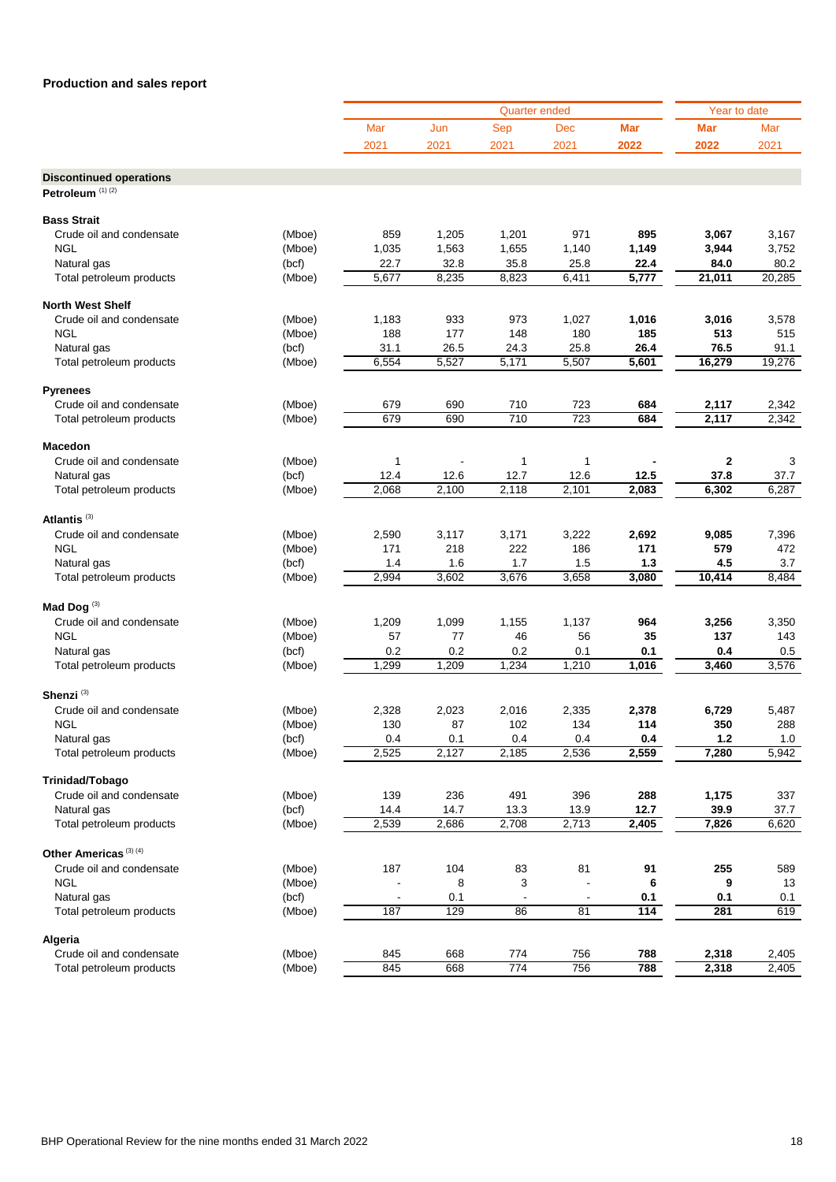## Production and sales report

| | | Quarter ended | | | | | Year to date | |
|---|---|---|---|---|---|---|---|---|
| | | Mar 2021 | Jun 2021 | Sep 2021 | Dec 2021 | **Mar 2022** | **Mar 2022** | Mar 2021 |
| **Discontinued operations** | | | | | | | | |
| **Petroleum** (1) (2) | | | | | | | | |
| **Bass Strait** | | | | | | | | |
| Crude oil and condensate | (Mboe) | 859 | 1,205 | 1,201 | 971 | **895** | **3,067** | 3,167 |
| NGL | (Mboe) | 1,035 | 1,563 | 1,655 | 1,140 | **1,149** | **3,944** | 3,752 |
| Natural gas | (bcf) | 22.7 | 32.8 | 35.8 | 25.8 | **22.4** | **84.0** | 80.2 |
| Total petroleum products | (Mboe) | 5,677 | 8,235 | 8,823 | 6,411 | **5,777** | **21,011** | 20,285 |
| **North West Shelf** | | | | | | | | |
| Crude oil and condensate | (Mboe) | 1,183 | 933 | 973 | 1,027 | **1,016** | **3,016** | 3,578 |
| NGL | (Mboe) | 188 | 177 | 148 | 180 | **185** | **513** | 515 |
| Natural gas | (bcf) | 31.1 | 26.5 | 24.3 | 25.8 | **26.4** | **76.5** | 91.1 |
| Total petroleum products | (Mboe) | 6,554 | 5,527 | 5,171 | 5,507 | **5,601** | **16,279** | 19,276 |
| **Pyrenees** | | | | | | | | |
| Crude oil and condensate | (Mboe) | 679 | 690 | 710 | 723 | **684** | **2,117** | 2,342 |
| Total petroleum products | (Mboe) | 679 | 690 | 710 | 723 | **684** | **2,117** | 2,342 |
| **Macedon** | | | | | | | | |
| Crude oil and condensate | (Mboe) | 1 | - | 1 | 1 | **-** | **2** | 3 |
| Natural gas | (bcf) | 12.4 | 12.6 | 12.7 | 12.6 | **12.5** | **37.8** | 37.7 |
| Total petroleum products | (Mboe) | 2,068 | 2,100 | 2,118 | 2,101 | **2,083** | **6,302** | 6,287 |
| **Atlantis** (3) | | | | | | | | |
| Crude oil and condensate | (Mboe) | 2,590 | 3,117 | 3,171 | 3,222 | **2,692** | **9,085** | 7,396 |
| NGL | (Mboe) | 171 | 218 | 222 | 186 | **171** | **579** | 472 |
| Natural gas | (bcf) | 1.4 | 1.6 | 1.7 | 1.5 | **1.3** | **4.5** | 3.7 |
| Total petroleum products | (Mboe) | 2,994 | 3,602 | 3,676 | 3,658 | **3,080** | **10,414** | 8,484 |
| **Mad Dog** (3) | | | | | | | | |
| Crude oil and condensate | (Mboe) | 1,209 | 1,099 | 1,155 | 1,137 | **964** | **3,256** | 3,350 |
| NGL | (Mboe) | 57 | 77 | 46 | 56 | **35** | **137** | 143 |
| Natural gas | (bcf) | 0.2 | 0.2 | 0.2 | 0.1 | **0.1** | **0.4** | 0.5 |
| Total petroleum products | (Mboe) | 1,299 | 1,209 | 1,234 | 1,210 | **1,016** | **3,460** | 3,576 |
| **Shenzi** (3) | | | | | | | | |
| Crude oil and condensate | (Mboe) | 2,328 | 2,023 | 2,016 | 2,335 | **2,378** | **6,729** | 5,487 |
| NGL | (Mboe) | 130 | 87 | 102 | 134 | **114** | **350** | 288 |
| Natural gas | (bcf) | 0.4 | 0.1 | 0.4 | 0.4 | **0.4** | **1.2** | 1.0 |
| Total petroleum products | (Mboe) | 2,525 | 2,127 | 2,185 | 2,536 | **2,559** | **7,280** | 5,942 |
| **Trinidad/Tobago** | | | | | | | | |
| Crude oil and condensate | (Mboe) | 139 | 236 | 491 | 396 | **288** | **1,175** | 337 |
| Natural gas | (bcf) | 14.4 | 14.7 | 13.3 | 13.9 | **12.7** | **39.9** | 37.7 |
| Total petroleum products | (Mboe) | 2,539 | 2,686 | 2,708 | 2,713 | **2,405** | **7,826** | 6,620 |
| **Other Americas** (3) (4) | | | | | | | | |
| Crude oil and condensate | (Mboe) | 187 | 104 | 83 | 81 | **91** | **255** | 589 |
| NGL | (Mboe) | - | 8 | 3 | - | **6** | **9** | 13 |
| Natural gas | (bcf) | - | 0.1 | - | - | **0.1** | **0.1** | 0.1 |
| Total petroleum products | (Mboe) | 187 | 129 | 86 | 81 | **114** | **281** | 619 |
| **Algeria** | | | | | | | | |
| Crude oil and condensate | (Mboe) | 845 | 668 | 774 | 756 | **788** | **2,318** | 2,405 |
| Total petroleum products | (Mboe) | 845 | 668 | 774 | 756 | **788** | **2,318** | 2,405 |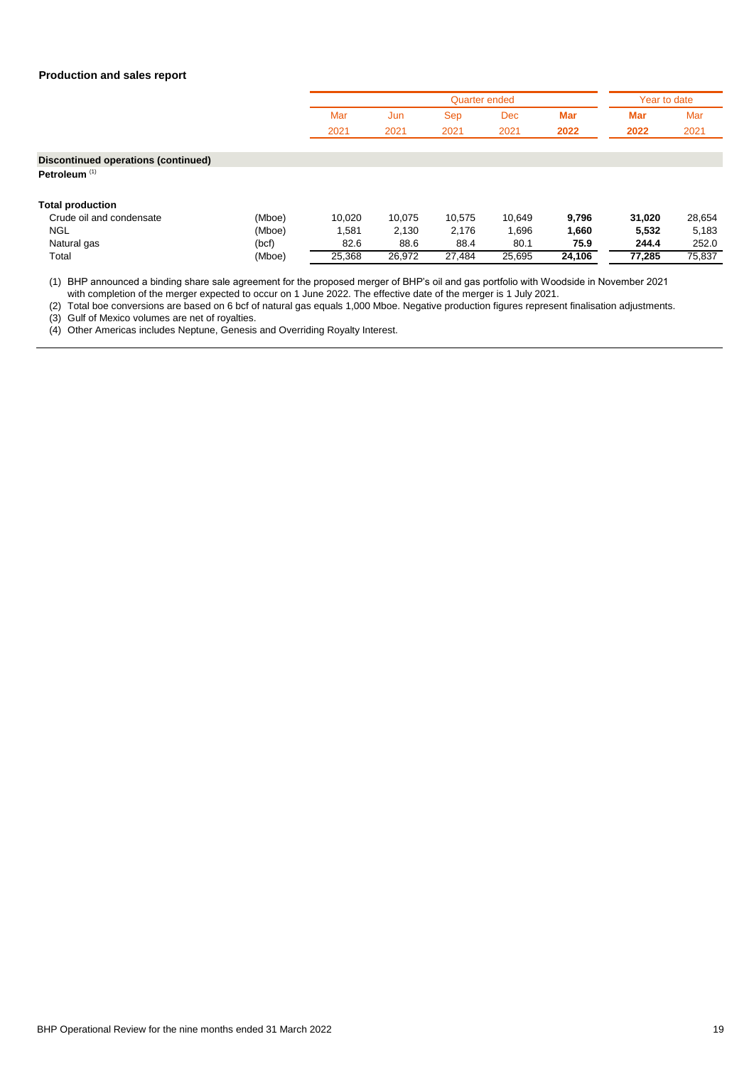**Production and sales report**

| | | Quarter ended | | | | | Year to date | |
|---|---|---|---|---|---|---|---|---|
| | | Mar 2021 | Jun 2021 | Sep 2021 | Dec 2021 | **Mar 2022** | **Mar 2022** | Mar 2021 |
| **Discontinued operations (continued)** | | | | | | | | |
| **Petroleum** [(1)] | | | | | | | | |
| **Total production** | | | | | | | | |
| Crude oil and condensate | (Mboe) | 10,020 | 10,075 | 10,575 | 10,649 | **9,796** | **31,020** | 28,654 |
| NGL | (Mboe) | 1,581 | 2,130 | 2,176 | 1,696 | **1,660** | **5,532** | 5,183 |
| Natural gas | (bcf) | 82.6 | 88.6 | 88.4 | 80.1 | **75.9** | **244.4** | 252.0 |
| Total | (Mboe) | 25,368 | 26,972 | 27,484 | 25,695 | **24,106** | **77,285** | 75,837 |

(1) BHP announced a binding share sale agreement for the proposed merger of BHP's oil and gas portfolio with Woodside in November 2021 with completion of the merger expected to occur on 1 June 2022. The effective date of the merger is 1 July 2021.

(2) Total boe conversions are based on 6 bcf of natural gas equals 1,000 Mboe. Negative production figures represent finalisation adjustments.

(3) Gulf of Mexico volumes are net of royalties.

(4) Other Americas includes Neptune, Genesis and Overriding Royalty Interest.